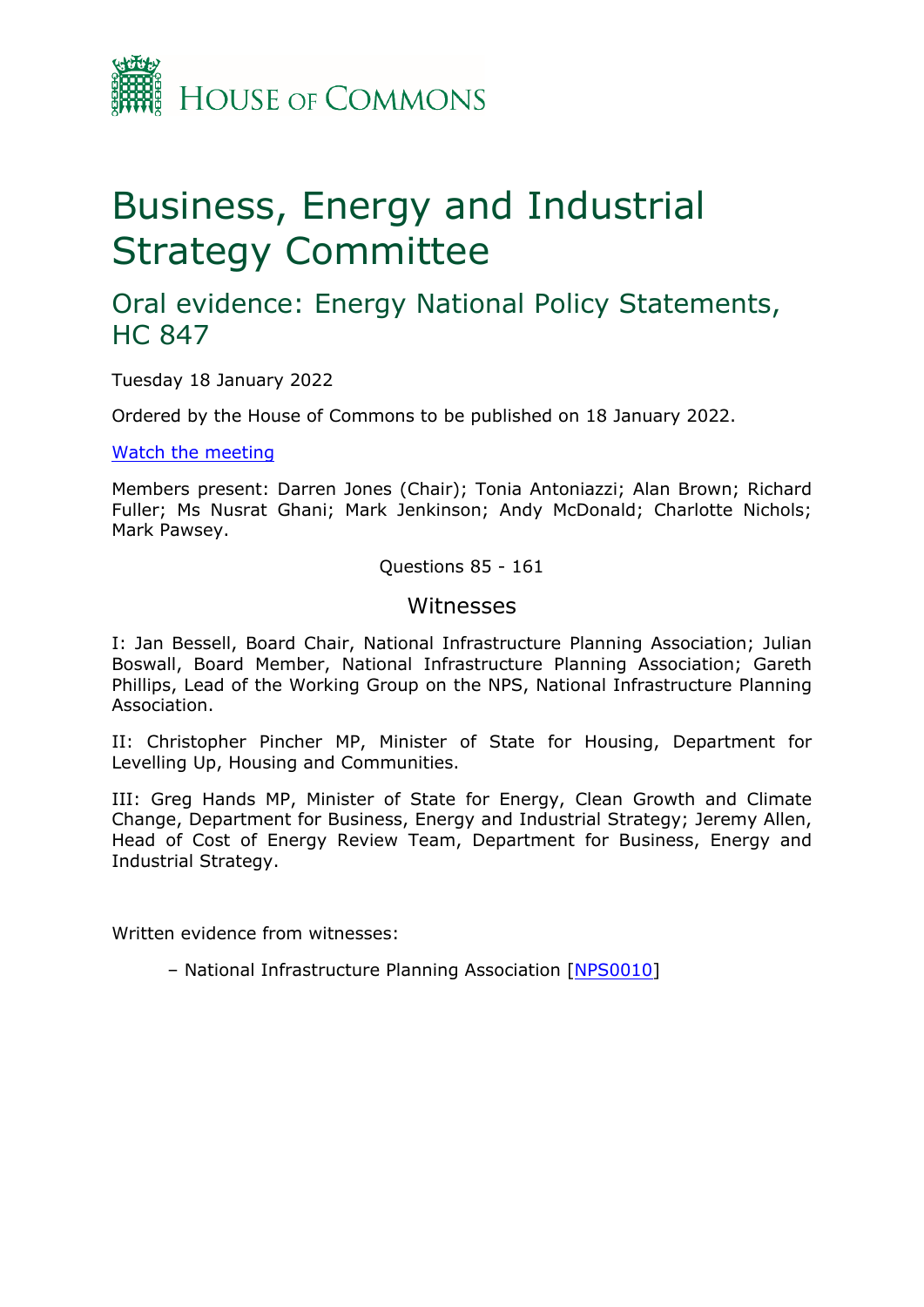House of Commons

# Business, Energy and Industrial Strategy Committee

## Oral evidence: Energy National Policy Statements, HC 847

Tuesday 18 January 2022

Ordered by the House of Commons to be published on 18 January 2022.

[Watch the meeting]

Members present: Darren Jones (Chair); Tonia Antoniazzi; Alan Brown; Richard Fuller; Ms Nusrat Ghani; Mark Jenkinson; Andy McDonald; Charlotte Nichols; Mark Pawsey.

Questions 85 - 161

### Witnesses

I: Jan Bessell, Board Chair, National Infrastructure Planning Association; Julian Boswall, Board Member, National Infrastructure Planning Association; Gareth Phillips, Lead of the Working Group on the NPS, National Infrastructure Planning Association.

II: Christopher Pincher MP, Minister of State for Housing, Department for Levelling Up, Housing and Communities.

III: Greg Hands MP, Minister of State for Energy, Clean Growth and Climate Change, Department for Business, Energy and Industrial Strategy; Jeremy Allen, Head of Cost of Energy Review Team, Department for Business, Energy and Industrial Strategy.

Written evidence from witnesses:

– National Infrastructure Planning Association [NPS0010]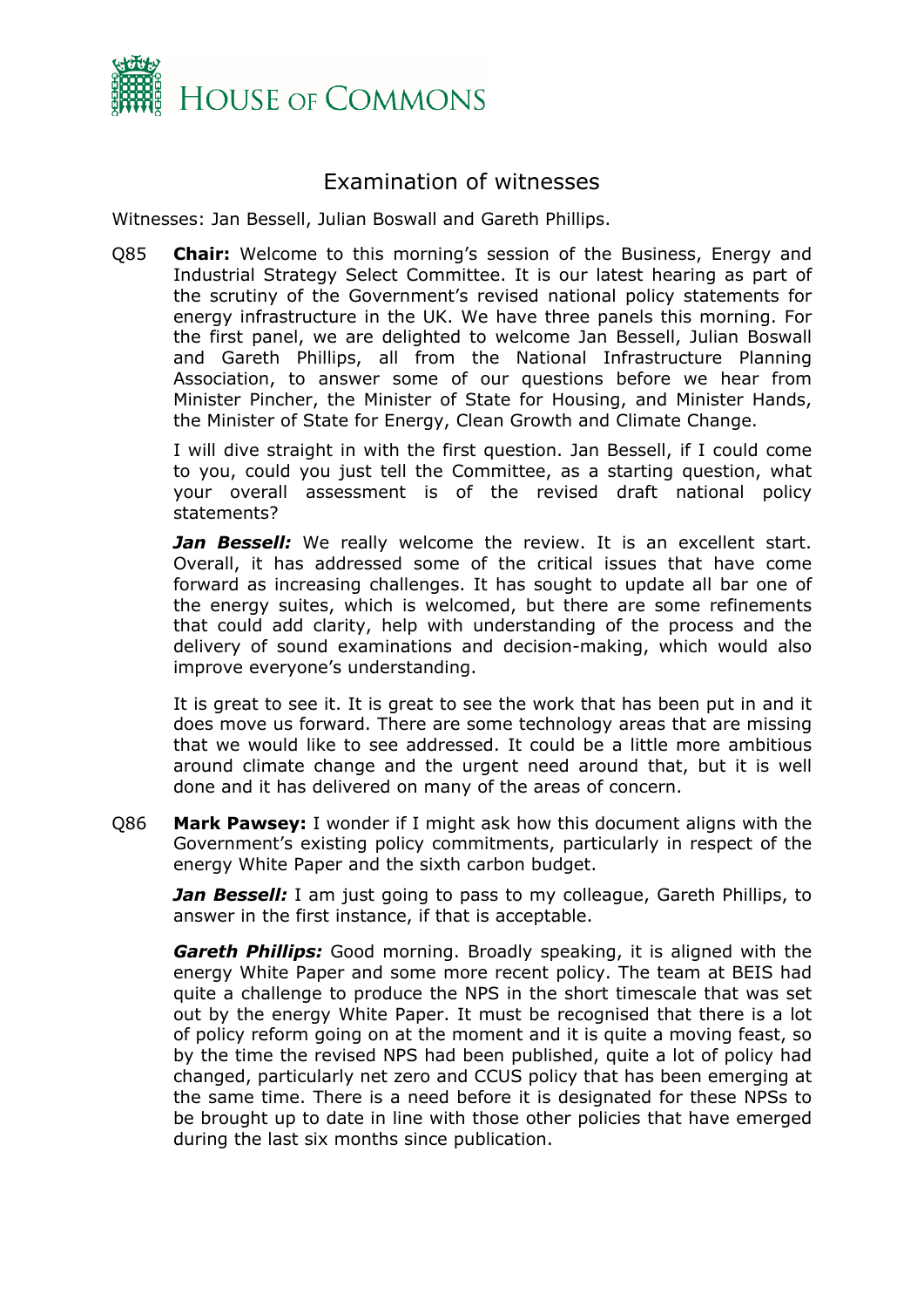# Examination of witnesses

Witnesses: Jan Bessell, Julian Boswall and Gareth Phillips.

Q85 **Chair:** Welcome to this morning's session of the Business, Energy and Industrial Strategy Select Committee. It is our latest hearing as part of the scrutiny of the Government's revised national policy statements for energy infrastructure in the UK. We have three panels this morning. For the first panel, we are delighted to welcome Jan Bessell, Julian Boswall and Gareth Phillips, all from the National Infrastructure Planning Association, to answer some of our questions before we hear from Minister Pincher, the Minister of State for Housing, and Minister Hands, the Minister of State for Energy, Clean Growth and Climate Change.

I will dive straight in with the first question. Jan Bessell, if I could come to you, could you just tell the Committee, as a starting question, what your overall assessment is of the revised draft national policy statements?

***Jan Bessell:*** We really welcome the review. It is an excellent start. Overall, it has addressed some of the critical issues that have come forward as increasing challenges. It has sought to update all bar one of the energy suites, which is welcomed, but there are some refinements that could add clarity, help with understanding of the process and the delivery of sound examinations and decision-making, which would also improve everyone's understanding.

It is great to see it. It is great to see the work that has been put in and it does move us forward. There are some technology areas that are missing that we would like to see addressed. It could be a little more ambitious around climate change and the urgent need around that, but it is well done and it has delivered on many of the areas of concern.

Q86 **Mark Pawsey:** I wonder if I might ask how this document aligns with the Government's existing policy commitments, particularly in respect of the energy White Paper and the sixth carbon budget.

***Jan Bessell:*** I am just going to pass to my colleague, Gareth Phillips, to answer in the first instance, if that is acceptable.

***Gareth Phillips:*** Good morning. Broadly speaking, it is aligned with the energy White Paper and some more recent policy. The team at BEIS had quite a challenge to produce the NPS in the short timescale that was set out by the energy White Paper. It must be recognised that there is a lot of policy reform going on at the moment and it is quite a moving feast, so by the time the revised NPS had been published, quite a lot of policy had changed, particularly net zero and CCUS policy that has been emerging at the same time. There is a need before it is designated for these NPSs to be brought up to date in line with those other policies that have emerged during the last six months since publication.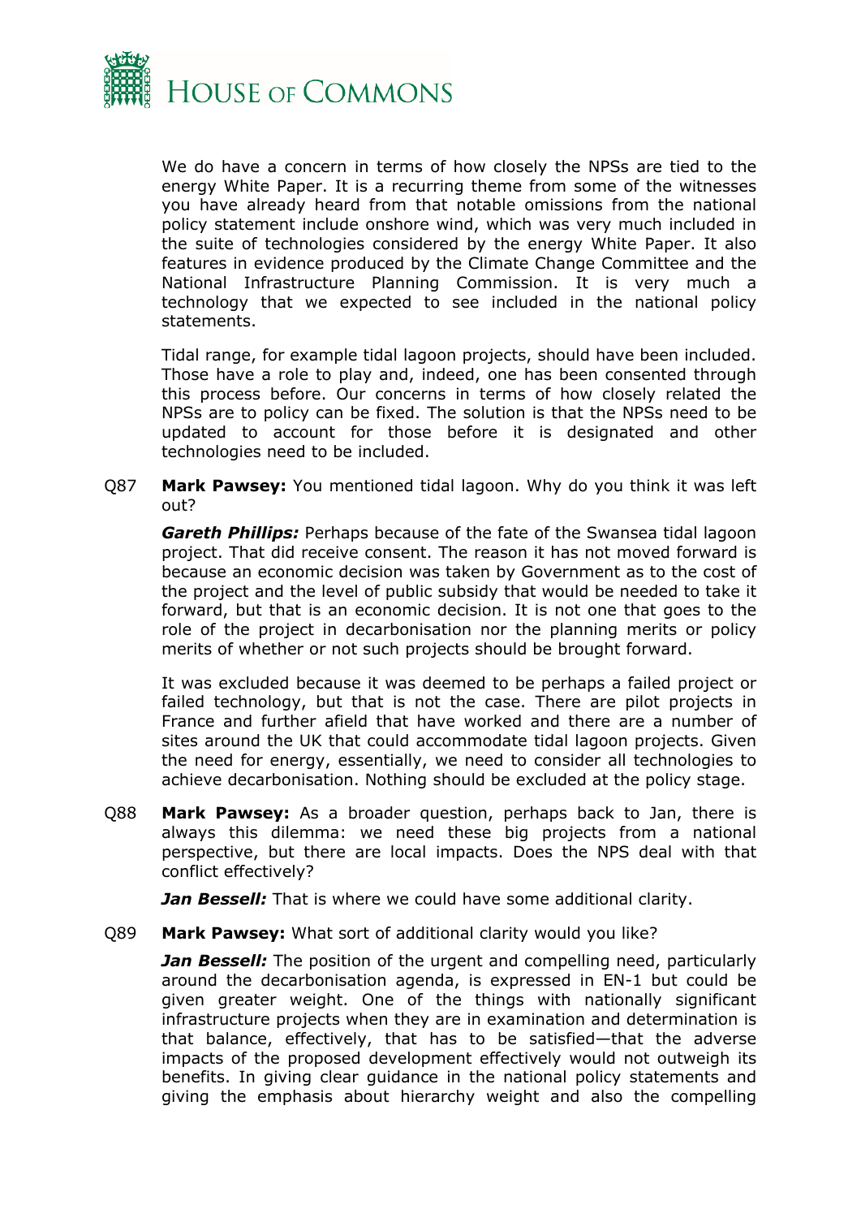We do have a concern in terms of how closely the NPSs are tied to the energy White Paper. It is a recurring theme from some of the witnesses you have already heard from that notable omissions from the national policy statement include onshore wind, which was very much included in the suite of technologies considered by the energy White Paper. It also features in evidence produced by the Climate Change Committee and the National Infrastructure Planning Commission. It is very much a technology that we expected to see included in the national policy statements.

Tidal range, for example tidal lagoon projects, should have been included. Those have a role to play and, indeed, one has been consented through this process before. Our concerns in terms of how closely related the NPSs are to policy can be fixed. The solution is that the NPSs need to be updated to account for those before it is designated and other technologies need to be included.

Q87 **Mark Pawsey:** You mentioned tidal lagoon. Why do you think it was left out?

***Gareth Phillips:*** Perhaps because of the fate of the Swansea tidal lagoon project. That did receive consent. The reason it has not moved forward is because an economic decision was taken by Government as to the cost of the project and the level of public subsidy that would be needed to take it forward, but that is an economic decision. It is not one that goes to the role of the project in decarbonisation nor the planning merits or policy merits of whether or not such projects should be brought forward.

It was excluded because it was deemed to be perhaps a failed project or failed technology, but that is not the case. There are pilot projects in France and further afield that have worked and there are a number of sites around the UK that could accommodate tidal lagoon projects. Given the need for energy, essentially, we need to consider all technologies to achieve decarbonisation. Nothing should be excluded at the policy stage.

Q88 **Mark Pawsey:** As a broader question, perhaps back to Jan, there is always this dilemma: we need these big projects from a national perspective, but there are local impacts. Does the NPS deal with that conflict effectively?

***Jan Bessell:*** That is where we could have some additional clarity.

Q89 **Mark Pawsey:** What sort of additional clarity would you like?

***Jan Bessell:*** The position of the urgent and compelling need, particularly around the decarbonisation agenda, is expressed in EN-1 but could be given greater weight. One of the things with nationally significant infrastructure projects when they are in examination and determination is that balance, effectively, that has to be satisfied—that the adverse impacts of the proposed development effectively would not outweigh its benefits. In giving clear guidance in the national policy statements and giving the emphasis about hierarchy weight and also the compelling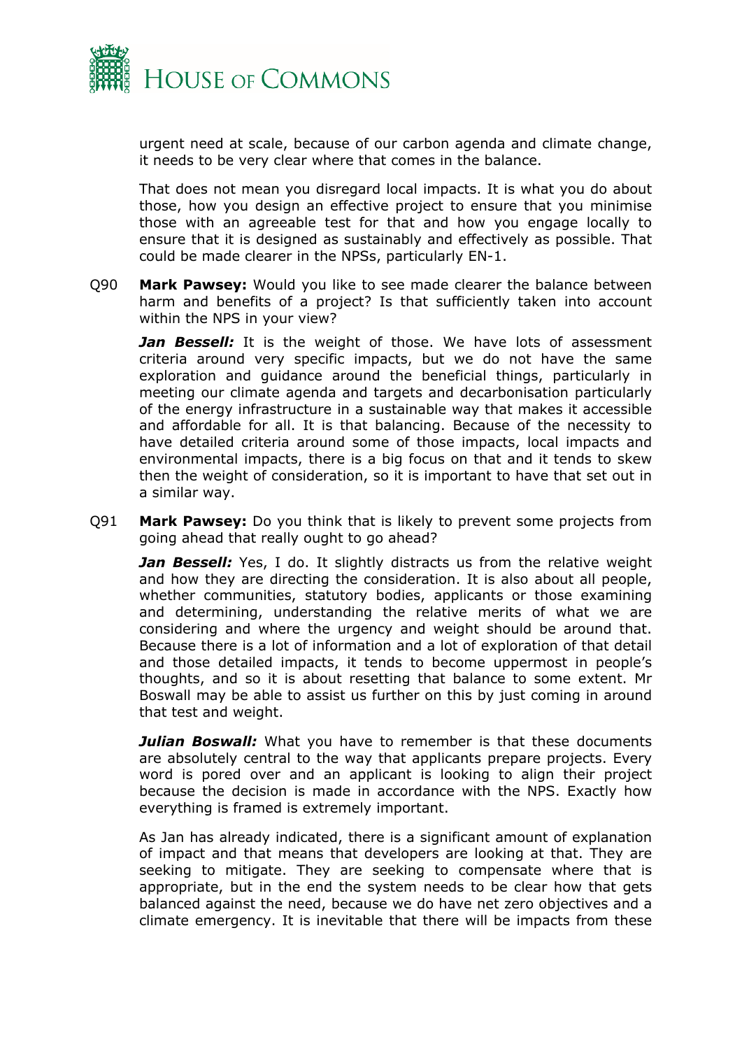urgent need at scale, because of our carbon agenda and climate change, it needs to be very clear where that comes in the balance.

That does not mean you disregard local impacts. It is what you do about those, how you design an effective project to ensure that you minimise those with an agreeable test for that and how you engage locally to ensure that it is designed as sustainably and effectively as possible. That could be made clearer in the NPSs, particularly EN-1.

Q90 **Mark Pawsey:** Would you like to see made clearer the balance between harm and benefits of a project? Is that sufficiently taken into account within the NPS in your view?

***Jan Bessell:*** It is the weight of those. We have lots of assessment criteria around very specific impacts, but we do not have the same exploration and guidance around the beneficial things, particularly in meeting our climate agenda and targets and decarbonisation particularly of the energy infrastructure in a sustainable way that makes it accessible and affordable for all. It is that balancing. Because of the necessity to have detailed criteria around some of those impacts, local impacts and environmental impacts, there is a big focus on that and it tends to skew then the weight of consideration, so it is important to have that set out in a similar way.

Q91 **Mark Pawsey:** Do you think that is likely to prevent some projects from going ahead that really ought to go ahead?

***Jan Bessell:*** Yes, I do. It slightly distracts us from the relative weight and how they are directing the consideration. It is also about all people, whether communities, statutory bodies, applicants or those examining and determining, understanding the relative merits of what we are considering and where the urgency and weight should be around that. Because there is a lot of information and a lot of exploration of that detail and those detailed impacts, it tends to become uppermost in people's thoughts, and so it is about resetting that balance to some extent. Mr Boswall may be able to assist us further on this by just coming in around that test and weight.

***Julian Boswall:*** What you have to remember is that these documents are absolutely central to the way that applicants prepare projects. Every word is pored over and an applicant is looking to align their project because the decision is made in accordance with the NPS. Exactly how everything is framed is extremely important.

As Jan has already indicated, there is a significant amount of explanation of impact and that means that developers are looking at that. They are seeking to mitigate. They are seeking to compensate where that is appropriate, but in the end the system needs to be clear how that gets balanced against the need, because we do have net zero objectives and a climate emergency. It is inevitable that there will be impacts from these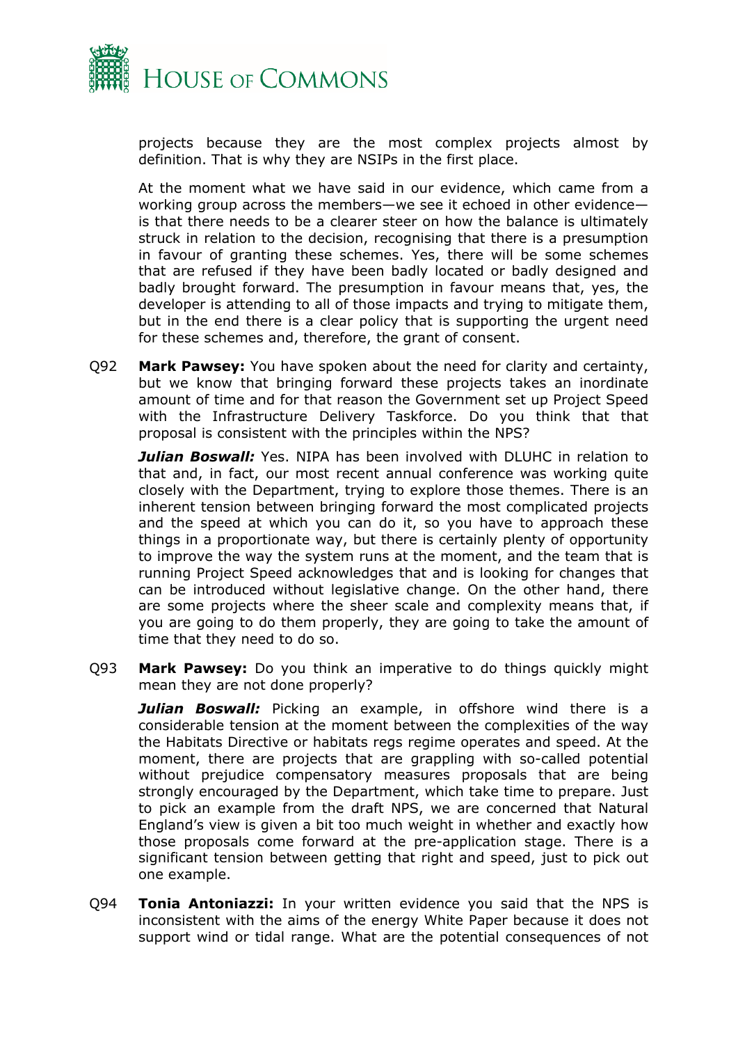projects because they are the most complex projects almost by definition. That is why they are NSIPs in the first place.

At the moment what we have said in our evidence, which came from a working group across the members—we see it echoed in other evidence—is that there needs to be a clearer steer on how the balance is ultimately struck in relation to the decision, recognising that there is a presumption in favour of granting these schemes. Yes, there will be some schemes that are refused if they have been badly located or badly designed and badly brought forward. The presumption in favour means that, yes, the developer is attending to all of those impacts and trying to mitigate them, but in the end there is a clear policy that is supporting the urgent need for these schemes and, therefore, the grant of consent.

Q92 **Mark Pawsey:** You have spoken about the need for clarity and certainty, but we know that bringing forward these projects takes an inordinate amount of time and for that reason the Government set up Project Speed with the Infrastructure Delivery Taskforce. Do you think that that proposal is consistent with the principles within the NPS?

***Julian Boswall:*** Yes. NIPA has been involved with DLUHC in relation to that and, in fact, our most recent annual conference was working quite closely with the Department, trying to explore those themes. There is an inherent tension between bringing forward the most complicated projects and the speed at which you can do it, so you have to approach these things in a proportionate way, but there is certainly plenty of opportunity to improve the way the system runs at the moment, and the team that is running Project Speed acknowledges that and is looking for changes that can be introduced without legislative change. On the other hand, there are some projects where the sheer scale and complexity means that, if you are going to do them properly, they are going to take the amount of time that they need to do so.

Q93 **Mark Pawsey:** Do you think an imperative to do things quickly might mean they are not done properly?

***Julian Boswall:*** Picking an example, in offshore wind there is a considerable tension at the moment between the complexities of the way the Habitats Directive or habitats regs regime operates and speed. At the moment, there are projects that are grappling with so-called potential without prejudice compensatory measures proposals that are being strongly encouraged by the Department, which take time to prepare. Just to pick an example from the draft NPS, we are concerned that Natural England's view is given a bit too much weight in whether and exactly how those proposals come forward at the pre-application stage. There is a significant tension between getting that right and speed, just to pick out one example.

Q94 **Tonia Antoniazzi:** In your written evidence you said that the NPS is inconsistent with the aims of the energy White Paper because it does not support wind or tidal range. What are the potential consequences of not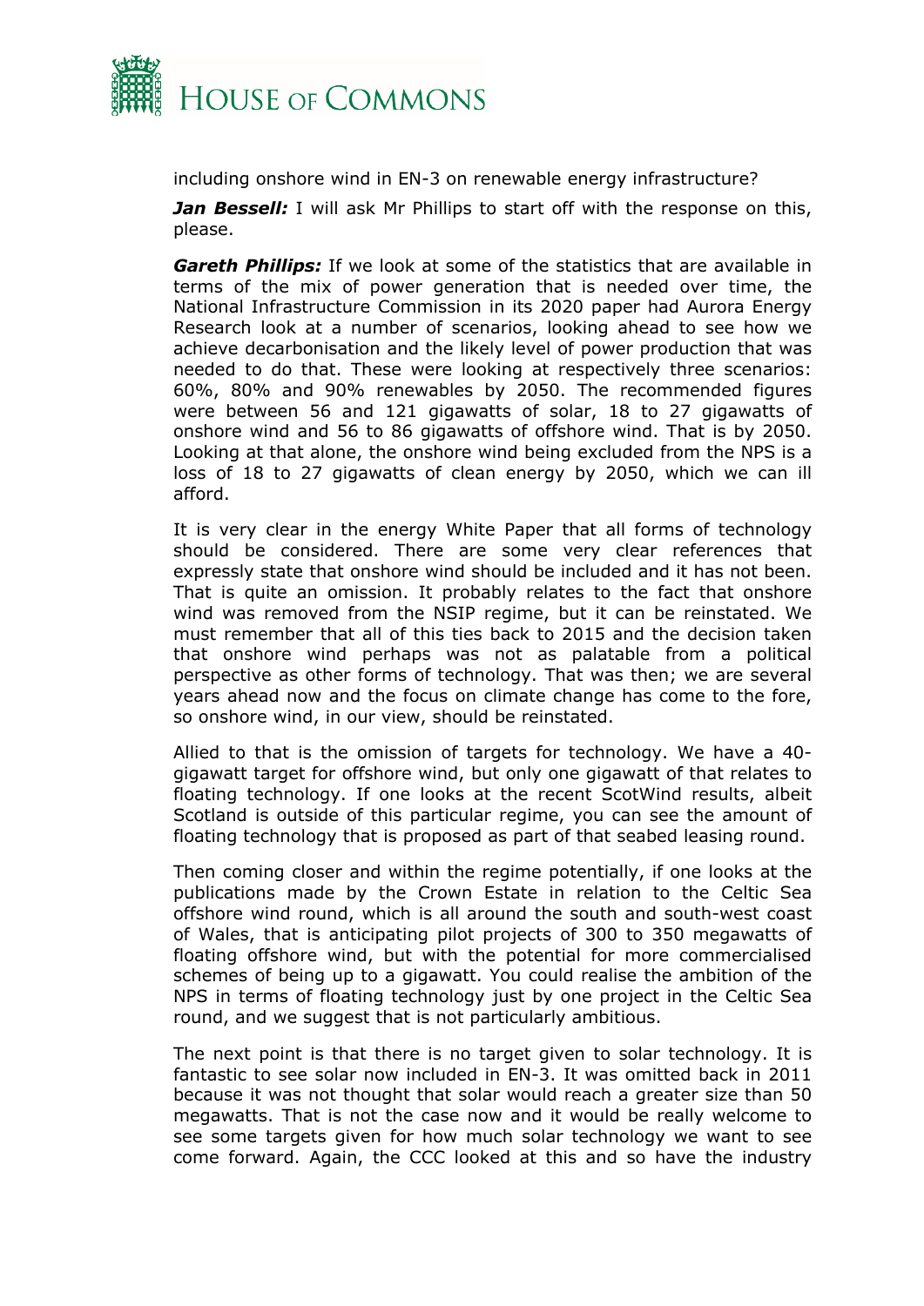including onshore wind in EN-3 on renewable energy infrastructure?

***Jan Bessell:*** I will ask Mr Phillips to start off with the response on this, please.

***Gareth Phillips:*** If we look at some of the statistics that are available in terms of the mix of power generation that is needed over time, the National Infrastructure Commission in its 2020 paper had Aurora Energy Research look at a number of scenarios, looking ahead to see how we achieve decarbonisation and the likely level of power production that was needed to do that. These were looking at respectively three scenarios: 60%, 80% and 90% renewables by 2050. The recommended figures were between 56 and 121 gigawatts of solar, 18 to 27 gigawatts of onshore wind and 56 to 86 gigawatts of offshore wind. That is by 2050. Looking at that alone, the onshore wind being excluded from the NPS is a loss of 18 to 27 gigawatts of clean energy by 2050, which we can ill afford.

It is very clear in the energy White Paper that all forms of technology should be considered. There are some very clear references that expressly state that onshore wind should be included and it has not been. That is quite an omission. It probably relates to the fact that onshore wind was removed from the NSIP regime, but it can be reinstated. We must remember that all of this ties back to 2015 and the decision taken that onshore wind perhaps was not as palatable from a political perspective as other forms of technology. That was then; we are several years ahead now and the focus on climate change has come to the fore, so onshore wind, in our view, should be reinstated.

Allied to that is the omission of targets for technology. We have a 40-gigawatt target for offshore wind, but only one gigawatt of that relates to floating technology. If one looks at the recent ScotWind results, albeit Scotland is outside of this particular regime, you can see the amount of floating technology that is proposed as part of that seabed leasing round.

Then coming closer and within the regime potentially, if one looks at the publications made by the Crown Estate in relation to the Celtic Sea offshore wind round, which is all around the south and south-west coast of Wales, that is anticipating pilot projects of 300 to 350 megawatts of floating offshore wind, but with the potential for more commercialised schemes of being up to a gigawatt. You could realise the ambition of the NPS in terms of floating technology just by one project in the Celtic Sea round, and we suggest that is not particularly ambitious.

The next point is that there is no target given to solar technology. It is fantastic to see solar now included in EN-3. It was omitted back in 2011 because it was not thought that solar would reach a greater size than 50 megawatts. That is not the case now and it would be really welcome to see some targets given for how much solar technology we want to see come forward. Again, the CCC looked at this and so have the industry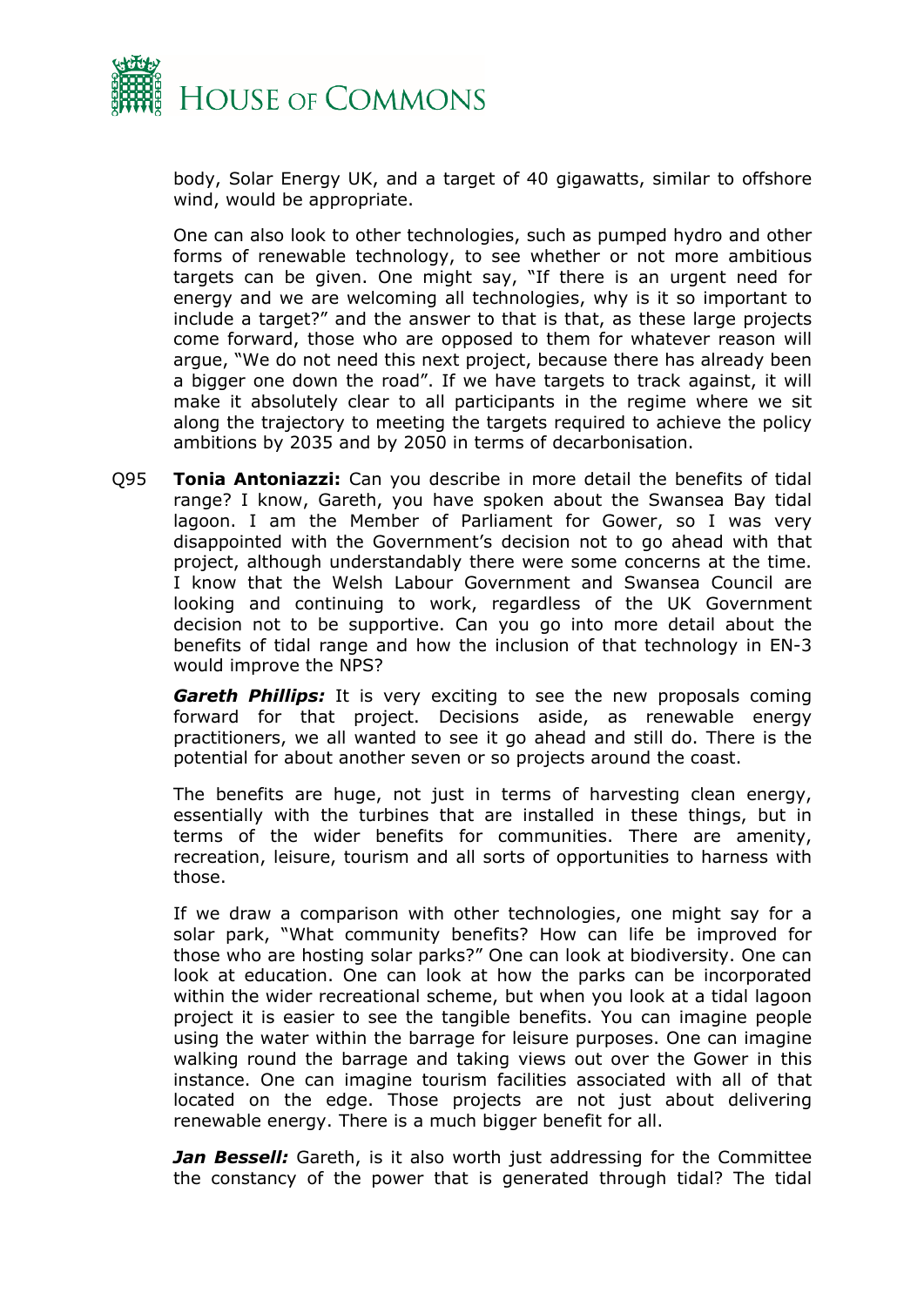body, Solar Energy UK, and a target of 40 gigawatts, similar to offshore wind, would be appropriate.

One can also look to other technologies, such as pumped hydro and other forms of renewable technology, to see whether or not more ambitious targets can be given. One might say, "If there is an urgent need for energy and we are welcoming all technologies, why is it so important to include a target?" and the answer to that is that, as these large projects come forward, those who are opposed to them for whatever reason will argue, "We do not need this next project, because there has already been a bigger one down the road". If we have targets to track against, it will make it absolutely clear to all participants in the regime where we sit along the trajectory to meeting the targets required to achieve the policy ambitions by 2035 and by 2050 in terms of decarbonisation.

Q95 **Tonia Antoniazzi:** Can you describe in more detail the benefits of tidal range? I know, Gareth, you have spoken about the Swansea Bay tidal lagoon. I am the Member of Parliament for Gower, so I was very disappointed with the Government's decision not to go ahead with that project, although understandably there were some concerns at the time. I know that the Welsh Labour Government and Swansea Council are looking and continuing to work, regardless of the UK Government decision not to be supportive. Can you go into more detail about the benefits of tidal range and how the inclusion of that technology in EN-3 would improve the NPS?

***Gareth Phillips:*** It is very exciting to see the new proposals coming forward for that project. Decisions aside, as renewable energy practitioners, we all wanted to see it go ahead and still do. There is the potential for about another seven or so projects around the coast.

The benefits are huge, not just in terms of harvesting clean energy, essentially with the turbines that are installed in these things, but in terms of the wider benefits for communities. There are amenity, recreation, leisure, tourism and all sorts of opportunities to harness with those.

If we draw a comparison with other technologies, one might say for a solar park, "What community benefits? How can life be improved for those who are hosting solar parks?" One can look at biodiversity. One can look at education. One can look at how the parks can be incorporated within the wider recreational scheme, but when you look at a tidal lagoon project it is easier to see the tangible benefits. You can imagine people using the water within the barrage for leisure purposes. One can imagine walking round the barrage and taking views out over the Gower in this instance. One can imagine tourism facilities associated with all of that located on the edge. Those projects are not just about delivering renewable energy. There is a much bigger benefit for all.

***Jan Bessell:*** Gareth, is it also worth just addressing for the Committee the constancy of the power that is generated through tidal? The tidal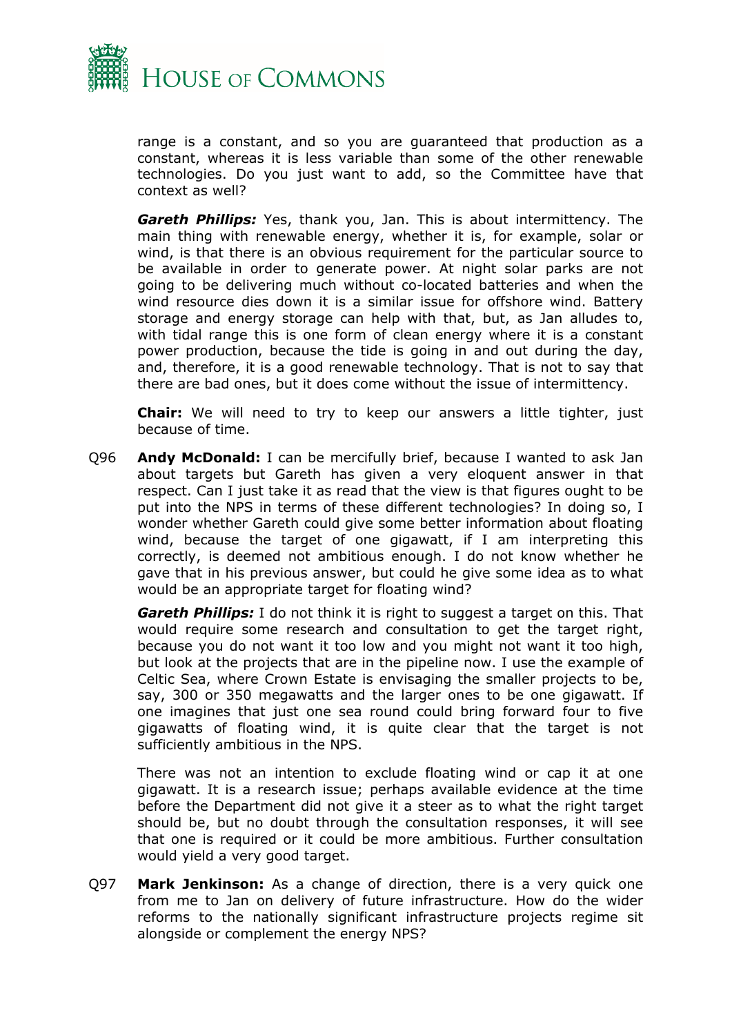range is a constant, and so you are guaranteed that production as a constant, whereas it is less variable than some of the other renewable technologies. Do you just want to add, so the Committee have that context as well?

***Gareth Phillips:*** Yes, thank you, Jan. This is about intermittency. The main thing with renewable energy, whether it is, for example, solar or wind, is that there is an obvious requirement for the particular source to be available in order to generate power. At night solar parks are not going to be delivering much without co-located batteries and when the wind resource dies down it is a similar issue for offshore wind. Battery storage and energy storage can help with that, but, as Jan alludes to, with tidal range this is one form of clean energy where it is a constant power production, because the tide is going in and out during the day, and, therefore, it is a good renewable technology. That is not to say that there are bad ones, but it does come without the issue of intermittency.

**Chair:** We will need to try to keep our answers a little tighter, just because of time.

Q96 **Andy McDonald:** I can be mercifully brief, because I wanted to ask Jan about targets but Gareth has given a very eloquent answer in that respect. Can I just take it as read that the view is that figures ought to be put into the NPS in terms of these different technologies? In doing so, I wonder whether Gareth could give some better information about floating wind, because the target of one gigawatt, if I am interpreting this correctly, is deemed not ambitious enough. I do not know whether he gave that in his previous answer, but could he give some idea as to what would be an appropriate target for floating wind?

***Gareth Phillips:*** I do not think it is right to suggest a target on this. That would require some research and consultation to get the target right, because you do not want it too low and you might not want it too high, but look at the projects that are in the pipeline now. I use the example of Celtic Sea, where Crown Estate is envisaging the smaller projects to be, say, 300 or 350 megawatts and the larger ones to be one gigawatt. If one imagines that just one sea round could bring forward four to five gigawatts of floating wind, it is quite clear that the target is not sufficiently ambitious in the NPS.

There was not an intention to exclude floating wind or cap it at one gigawatt. It is a research issue; perhaps available evidence at the time before the Department did not give it a steer as to what the right target should be, but no doubt through the consultation responses, it will see that one is required or it could be more ambitious. Further consultation would yield a very good target.

Q97 **Mark Jenkinson:** As a change of direction, there is a very quick one from me to Jan on delivery of future infrastructure. How do the wider reforms to the nationally significant infrastructure projects regime sit alongside or complement the energy NPS?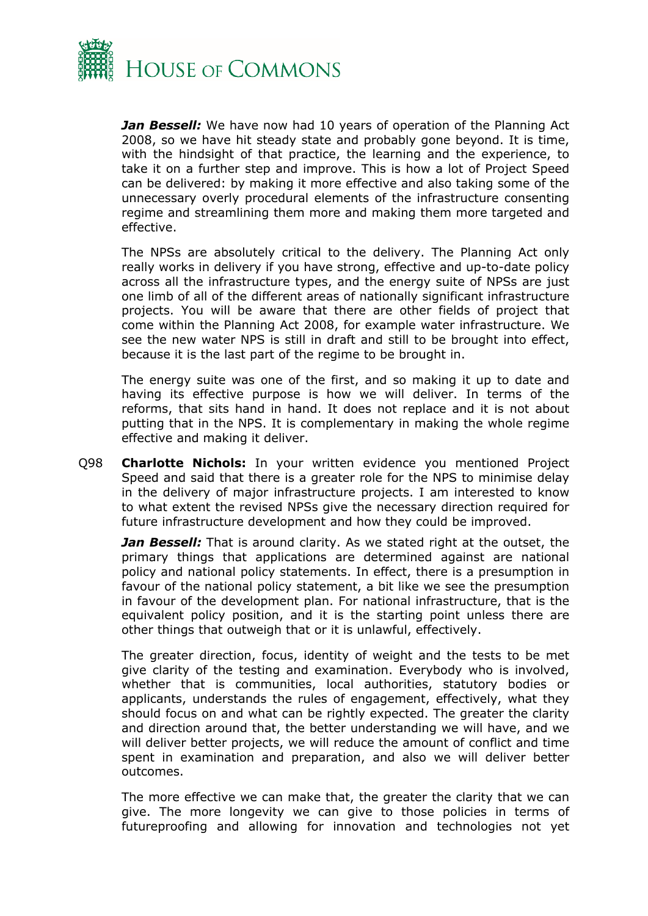***Jan Bessell:*** We have now had 10 years of operation of the Planning Act 2008, so we have hit steady state and probably gone beyond. It is time, with the hindsight of that practice, the learning and the experience, to take it on a further step and improve. This is how a lot of Project Speed can be delivered: by making it more effective and also taking some of the unnecessary overly procedural elements of the infrastructure consenting regime and streamlining them more and making them more targeted and effective.

The NPSs are absolutely critical to the delivery. The Planning Act only really works in delivery if you have strong, effective and up-to-date policy across all the infrastructure types, and the energy suite of NPSs are just one limb of all of the different areas of nationally significant infrastructure projects. You will be aware that there are other fields of project that come within the Planning Act 2008, for example water infrastructure. We see the new water NPS is still in draft and still to be brought into effect, because it is the last part of the regime to be brought in.

The energy suite was one of the first, and so making it up to date and having its effective purpose is how we will deliver. In terms of the reforms, that sits hand in hand. It does not replace and it is not about putting that in the NPS. It is complementary in making the whole regime effective and making it deliver.

Q98 **Charlotte Nichols:** In your written evidence you mentioned Project Speed and said that there is a greater role for the NPS to minimise delay in the delivery of major infrastructure projects. I am interested to know to what extent the revised NPSs give the necessary direction required for future infrastructure development and how they could be improved.

***Jan Bessell:*** That is around clarity. As we stated right at the outset, the primary things that applications are determined against are national policy and national policy statements. In effect, there is a presumption in favour of the national policy statement, a bit like we see the presumption in favour of the development plan. For national infrastructure, that is the equivalent policy position, and it is the starting point unless there are other things that outweigh that or it is unlawful, effectively.

The greater direction, focus, identity of weight and the tests to be met give clarity of the testing and examination. Everybody who is involved, whether that is communities, local authorities, statutory bodies or applicants, understands the rules of engagement, effectively, what they should focus on and what can be rightly expected. The greater the clarity and direction around that, the better understanding we will have, and we will deliver better projects, we will reduce the amount of conflict and time spent in examination and preparation, and also we will deliver better outcomes.

The more effective we can make that, the greater the clarity that we can give. The more longevity we can give to those policies in terms of futureproofing and allowing for innovation and technologies not yet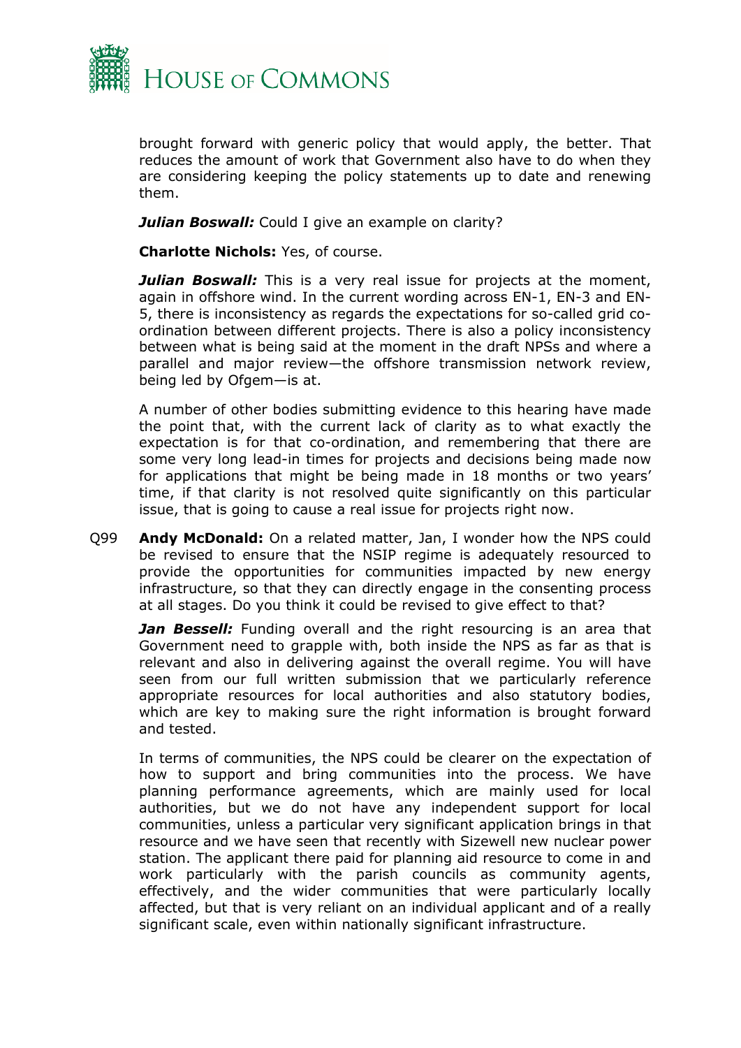brought forward with generic policy that would apply, the better. That reduces the amount of work that Government also have to do when they are considering keeping the policy statements up to date and renewing them.

***Julian Boswall:*** Could I give an example on clarity?

**Charlotte Nichols:** Yes, of course.

***Julian Boswall:*** This is a very real issue for projects at the moment, again in offshore wind. In the current wording across EN-1, EN-3 and EN-5, there is inconsistency as regards the expectations for so-called grid co-ordination between different projects. There is also a policy inconsistency between what is being said at the moment in the draft NPSs and where a parallel and major review—the offshore transmission network review, being led by Ofgem—is at.

A number of other bodies submitting evidence to this hearing have made the point that, with the current lack of clarity as to what exactly the expectation is for that co-ordination, and remembering that there are some very long lead-in times for projects and decisions being made now for applications that might be being made in 18 months or two years' time, if that clarity is not resolved quite significantly on this particular issue, that is going to cause a real issue for projects right now.

Q99 **Andy McDonald:** On a related matter, Jan, I wonder how the NPS could be revised to ensure that the NSIP regime is adequately resourced to provide the opportunities for communities impacted by new energy infrastructure, so that they can directly engage in the consenting process at all stages. Do you think it could be revised to give effect to that?

***Jan Bessell:*** Funding overall and the right resourcing is an area that Government need to grapple with, both inside the NPS as far as that is relevant and also in delivering against the overall regime. You will have seen from our full written submission that we particularly reference appropriate resources for local authorities and also statutory bodies, which are key to making sure the right information is brought forward and tested.

In terms of communities, the NPS could be clearer on the expectation of how to support and bring communities into the process. We have planning performance agreements, which are mainly used for local authorities, but we do not have any independent support for local communities, unless a particular very significant application brings in that resource and we have seen that recently with Sizewell new nuclear power station. The applicant there paid for planning aid resource to come in and work particularly with the parish councils as community agents, effectively, and the wider communities that were particularly locally affected, but that is very reliant on an individual applicant and of a really significant scale, even within nationally significant infrastructure.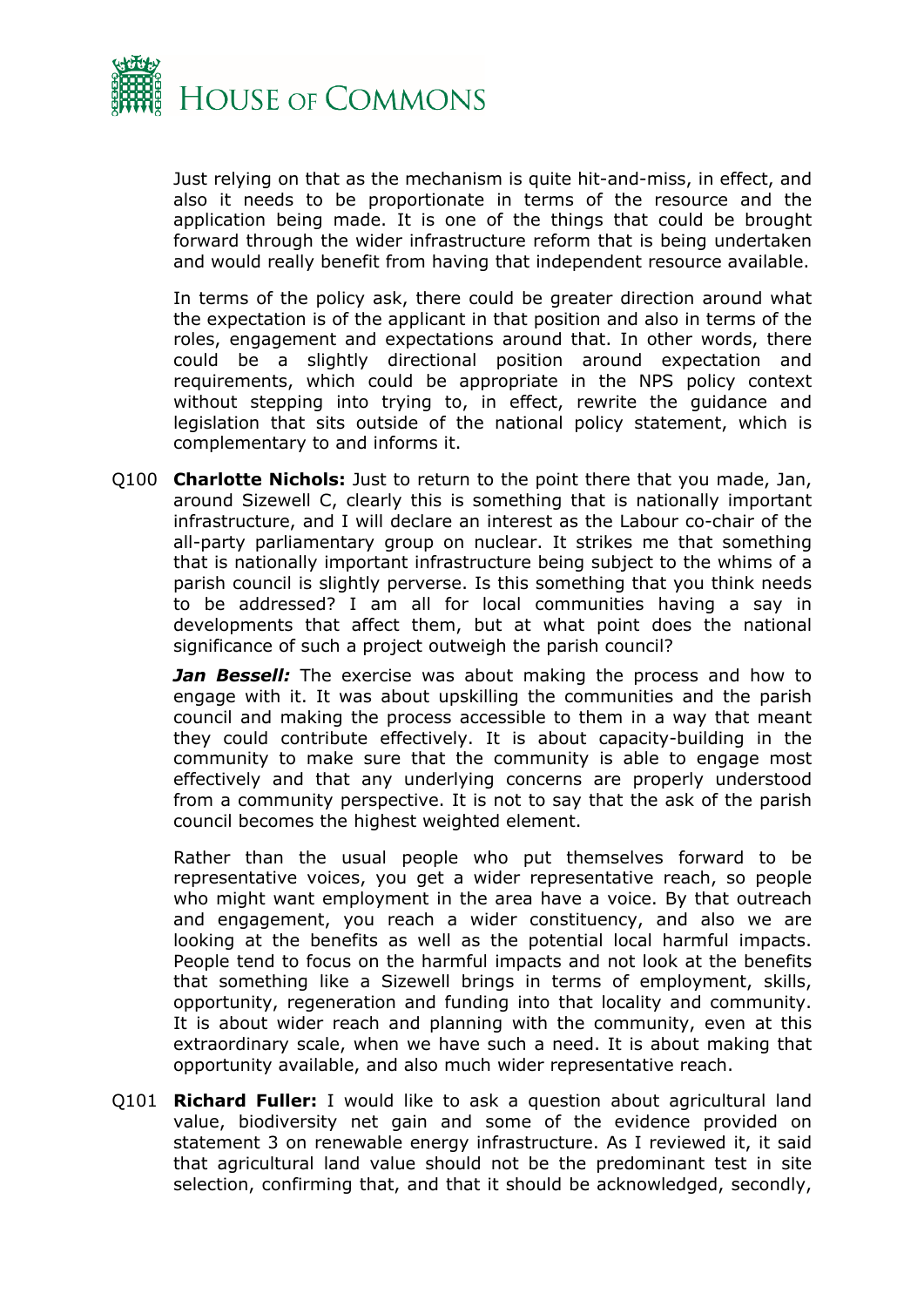Just relying on that as the mechanism is quite hit-and-miss, in effect, and also it needs to be proportionate in terms of the resource and the application being made. It is one of the things that could be brought forward through the wider infrastructure reform that is being undertaken and would really benefit from having that independent resource available.

In terms of the policy ask, there could be greater direction around what the expectation is of the applicant in that position and also in terms of the roles, engagement and expectations around that. In other words, there could be a slightly directional position around expectation and requirements, which could be appropriate in the NPS policy context without stepping into trying to, in effect, rewrite the guidance and legislation that sits outside of the national policy statement, which is complementary to and informs it.

Q100 **Charlotte Nichols:** Just to return to the point there that you made, Jan, around Sizewell C, clearly this is something that is nationally important infrastructure, and I will declare an interest as the Labour co-chair of the all-party parliamentary group on nuclear. It strikes me that something that is nationally important infrastructure being subject to the whims of a parish council is slightly perverse. Is this something that you think needs to be addressed? I am all for local communities having a say in developments that affect them, but at what point does the national significance of such a project outweigh the parish council?

***Jan Bessell:*** The exercise was about making the process and how to engage with it. It was about upskilling the communities and the parish council and making the process accessible to them in a way that meant they could contribute effectively. It is about capacity-building in the community to make sure that the community is able to engage most effectively and that any underlying concerns are properly understood from a community perspective. It is not to say that the ask of the parish council becomes the highest weighted element.

Rather than the usual people who put themselves forward to be representative voices, you get a wider representative reach, so people who might want employment in the area have a voice. By that outreach and engagement, you reach a wider constituency, and also we are looking at the benefits as well as the potential local harmful impacts. People tend to focus on the harmful impacts and not look at the benefits that something like a Sizewell brings in terms of employment, skills, opportunity, regeneration and funding into that locality and community. It is about wider reach and planning with the community, even at this extraordinary scale, when we have such a need. It is about making that opportunity available, and also much wider representative reach.

Q101 **Richard Fuller:** I would like to ask a question about agricultural land value, biodiversity net gain and some of the evidence provided on statement 3 on renewable energy infrastructure. As I reviewed it, it said that agricultural land value should not be the predominant test in site selection, confirming that, and that it should be acknowledged, secondly,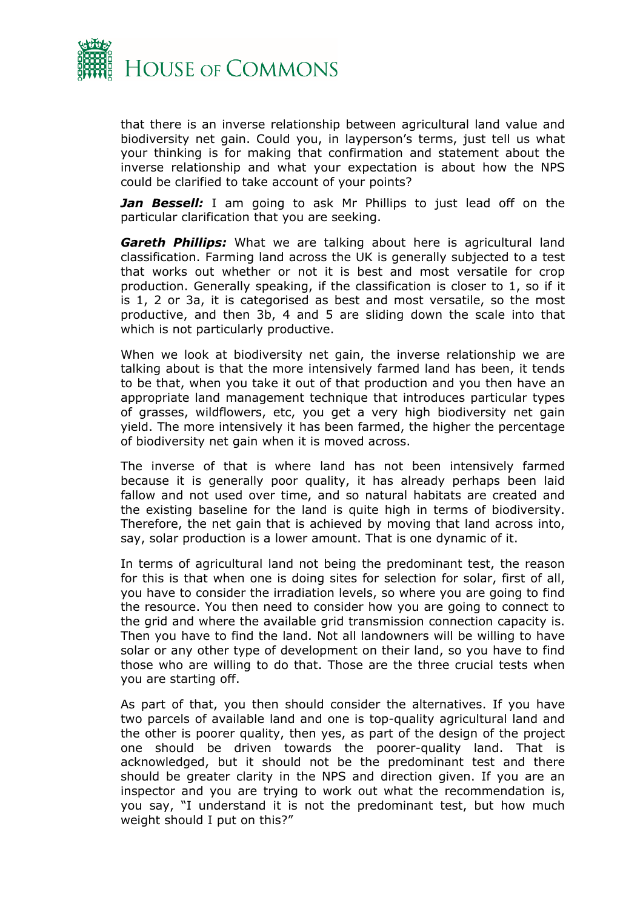that there is an inverse relationship between agricultural land value and biodiversity net gain. Could you, in layperson's terms, just tell us what your thinking is for making that confirmation and statement about the inverse relationship and what your expectation is about how the NPS could be clarified to take account of your points?

***Jan Bessell:*** I am going to ask Mr Phillips to just lead off on the particular clarification that you are seeking.

***Gareth Phillips:*** What we are talking about here is agricultural land classification. Farming land across the UK is generally subjected to a test that works out whether or not it is best and most versatile for crop production. Generally speaking, if the classification is closer to 1, so if it is 1, 2 or 3a, it is categorised as best and most versatile, so the most productive, and then 3b, 4 and 5 are sliding down the scale into that which is not particularly productive.

When we look at biodiversity net gain, the inverse relationship we are talking about is that the more intensively farmed land has been, it tends to be that, when you take it out of that production and you then have an appropriate land management technique that introduces particular types of grasses, wildflowers, etc, you get a very high biodiversity net gain yield. The more intensively it has been farmed, the higher the percentage of biodiversity net gain when it is moved across.

The inverse of that is where land has not been intensively farmed because it is generally poor quality, it has already perhaps been laid fallow and not used over time, and so natural habitats are created and the existing baseline for the land is quite high in terms of biodiversity. Therefore, the net gain that is achieved by moving that land across into, say, solar production is a lower amount. That is one dynamic of it.

In terms of agricultural land not being the predominant test, the reason for this is that when one is doing sites for selection for solar, first of all, you have to consider the irradiation levels, so where you are going to find the resource. You then need to consider how you are going to connect to the grid and where the available grid transmission connection capacity is. Then you have to find the land. Not all landowners will be willing to have solar or any other type of development on their land, so you have to find those who are willing to do that. Those are the three crucial tests when you are starting off.

As part of that, you then should consider the alternatives. If you have two parcels of available land and one is top-quality agricultural land and the other is poorer quality, then yes, as part of the design of the project one should be driven towards the poorer-quality land. That is acknowledged, but it should not be the predominant test and there should be greater clarity in the NPS and direction given. If you are an inspector and you are trying to work out what the recommendation is, you say, "I understand it is not the predominant test, but how much weight should I put on this?"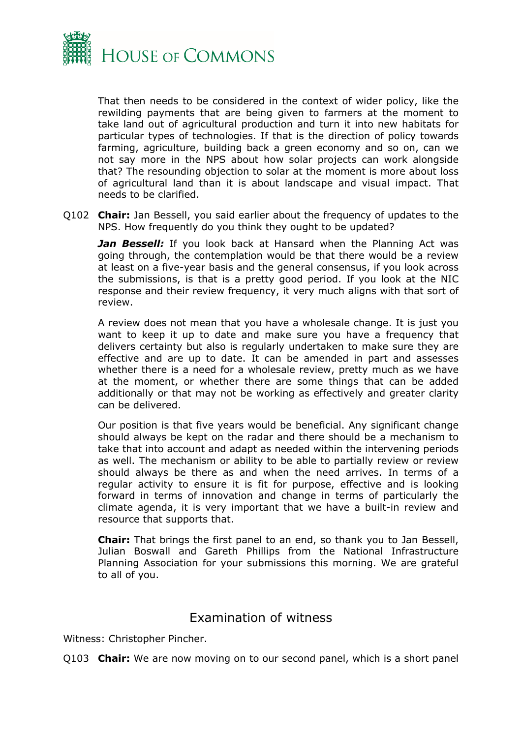That then needs to be considered in the context of wider policy, like the rewilding payments that are being given to farmers at the moment to take land out of agricultural production and turn it into new habitats for particular types of technologies. If that is the direction of policy towards farming, agriculture, building back a green economy and so on, can we not say more in the NPS about how solar projects can work alongside that? The resounding objection to solar at the moment is more about loss of agricultural land than it is about landscape and visual impact. That needs to be clarified.

Q102 **Chair:** Jan Bessell, you said earlier about the frequency of updates to the NPS. How frequently do you think they ought to be updated?

***Jan Bessell:*** If you look back at Hansard when the Planning Act was going through, the contemplation would be that there would be a review at least on a five-year basis and the general consensus, if you look across the submissions, is that is a pretty good period. If you look at the NIC response and their review frequency, it very much aligns with that sort of review.

A review does not mean that you have a wholesale change. It is just you want to keep it up to date and make sure you have a frequency that delivers certainty but also is regularly undertaken to make sure they are effective and are up to date. It can be amended in part and assesses whether there is a need for a wholesale review, pretty much as we have at the moment, or whether there are some things that can be added additionally or that may not be working as effectively and greater clarity can be delivered.

Our position is that five years would be beneficial. Any significant change should always be kept on the radar and there should be a mechanism to take that into account and adapt as needed within the intervening periods as well. The mechanism or ability to be able to partially review or review should always be there as and when the need arrives. In terms of a regular activity to ensure it is fit for purpose, effective and is looking forward in terms of innovation and change in terms of particularly the climate agenda, it is very important that we have a built-in review and resource that supports that.

**Chair:** That brings the first panel to an end, so thank you to Jan Bessell, Julian Boswall and Gareth Phillips from the National Infrastructure Planning Association for your submissions this morning. We are grateful to all of you.

## Examination of witness

Witness: Christopher Pincher.

Q103 **Chair:** We are now moving on to our second panel, which is a short panel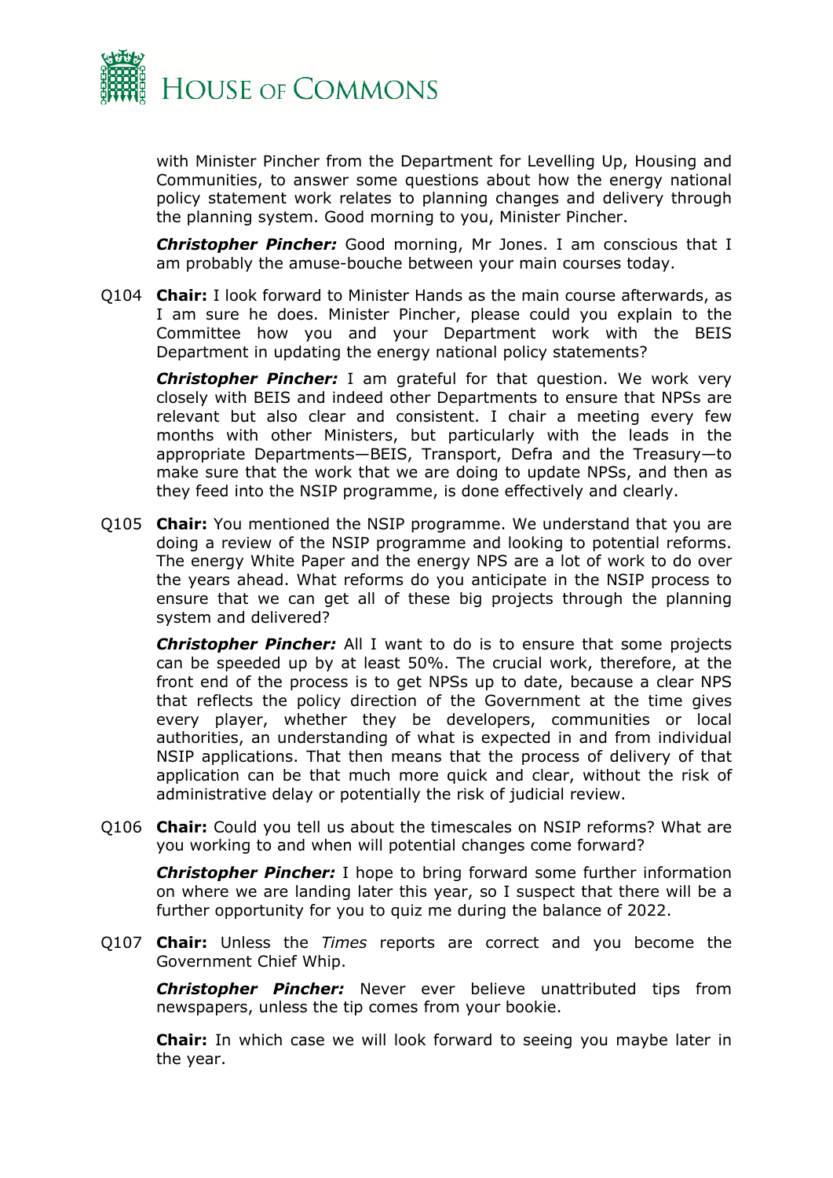with Minister Pincher from the Department for Levelling Up, Housing and Communities, to answer some questions about how the energy national policy statement work relates to planning changes and delivery through the planning system. Good morning to you, Minister Pincher.

***Christopher Pincher:*** Good morning, Mr Jones. I am conscious that I am probably the amuse-bouche between your main courses today.

Q104 **Chair:** I look forward to Minister Hands as the main course afterwards, as I am sure he does. Minister Pincher, please could you explain to the Committee how you and your Department work with the BEIS Department in updating the energy national policy statements?

***Christopher Pincher:*** I am grateful for that question. We work very closely with BEIS and indeed other Departments to ensure that NPSs are relevant but also clear and consistent. I chair a meeting every few months with other Ministers, but particularly with the leads in the appropriate Departments—BEIS, Transport, Defra and the Treasury—to make sure that the work that we are doing to update NPSs, and then as they feed into the NSIP programme, is done effectively and clearly.

Q105 **Chair:** You mentioned the NSIP programme. We understand that you are doing a review of the NSIP programme and looking to potential reforms. The energy White Paper and the energy NPS are a lot of work to do over the years ahead. What reforms do you anticipate in the NSIP process to ensure that we can get all of these big projects through the planning system and delivered?

***Christopher Pincher:*** All I want to do is to ensure that some projects can be speeded up by at least 50%. The crucial work, therefore, at the front end of the process is to get NPSs up to date, because a clear NPS that reflects the policy direction of the Government at the time gives every player, whether they be developers, communities or local authorities, an understanding of what is expected in and from individual NSIP applications. That then means that the process of delivery of that application can be that much more quick and clear, without the risk of administrative delay or potentially the risk of judicial review.

Q106 **Chair:** Could you tell us about the timescales on NSIP reforms? What are you working to and when will potential changes come forward?

***Christopher Pincher:*** I hope to bring forward some further information on where we are landing later this year, so I suspect that there will be a further opportunity for you to quiz me during the balance of 2022.

Q107 **Chair:** Unless the *Times* reports are correct and you become the Government Chief Whip.

***Christopher Pincher:*** Never ever believe unattributed tips from newspapers, unless the tip comes from your bookie.

**Chair:** In which case we will look forward to seeing you maybe later in the year.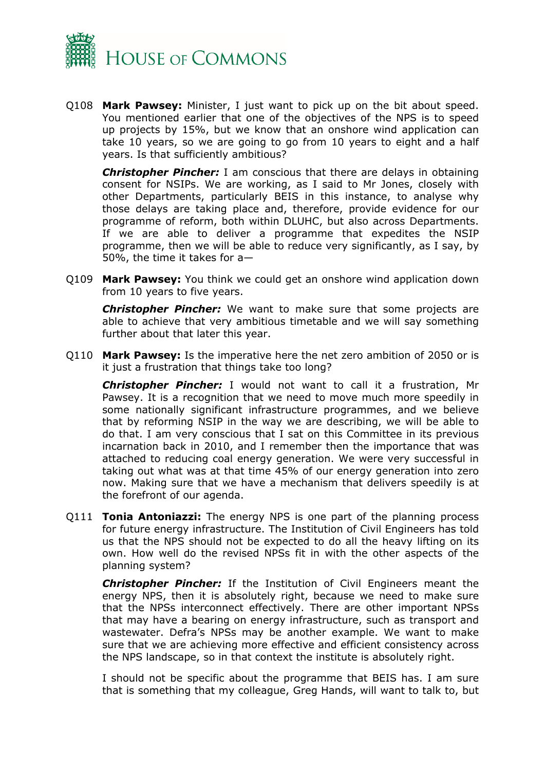Q108 **Mark Pawsey:** Minister, I just want to pick up on the bit about speed. You mentioned earlier that one of the objectives of the NPS is to speed up projects by 15%, but we know that an onshore wind application can take 10 years, so we are going to go from 10 years to eight and a half years. Is that sufficiently ambitious?

***Christopher Pincher:*** I am conscious that there are delays in obtaining consent for NSIPs. We are working, as I said to Mr Jones, closely with other Departments, particularly BEIS in this instance, to analyse why those delays are taking place and, therefore, provide evidence for our programme of reform, both within DLUHC, but also across Departments. If we are able to deliver a programme that expedites the NSIP programme, then we will be able to reduce very significantly, as I say, by 50%, the time it takes for a—

Q109 **Mark Pawsey:** You think we could get an onshore wind application down from 10 years to five years.

***Christopher Pincher:*** We want to make sure that some projects are able to achieve that very ambitious timetable and we will say something further about that later this year.

Q110 **Mark Pawsey:** Is the imperative here the net zero ambition of 2050 or is it just a frustration that things take too long?

***Christopher Pincher:*** I would not want to call it a frustration, Mr Pawsey. It is a recognition that we need to move much more speedily in some nationally significant infrastructure programmes, and we believe that by reforming NSIP in the way we are describing, we will be able to do that. I am very conscious that I sat on this Committee in its previous incarnation back in 2010, and I remember then the importance that was attached to reducing coal energy generation. We were very successful in taking out what was at that time 45% of our energy generation into zero now. Making sure that we have a mechanism that delivers speedily is at the forefront of our agenda.

Q111 **Tonia Antoniazzi:** The energy NPS is one part of the planning process for future energy infrastructure. The Institution of Civil Engineers has told us that the NPS should not be expected to do all the heavy lifting on its own. How well do the revised NPSs fit in with the other aspects of the planning system?

***Christopher Pincher:*** If the Institution of Civil Engineers meant the energy NPS, then it is absolutely right, because we need to make sure that the NPSs interconnect effectively. There are other important NPSs that may have a bearing on energy infrastructure, such as transport and wastewater. Defra's NPSs may be another example. We want to make sure that we are achieving more effective and efficient consistency across the NPS landscape, so in that context the institute is absolutely right.

I should not be specific about the programme that BEIS has. I am sure that is something that my colleague, Greg Hands, will want to talk to, but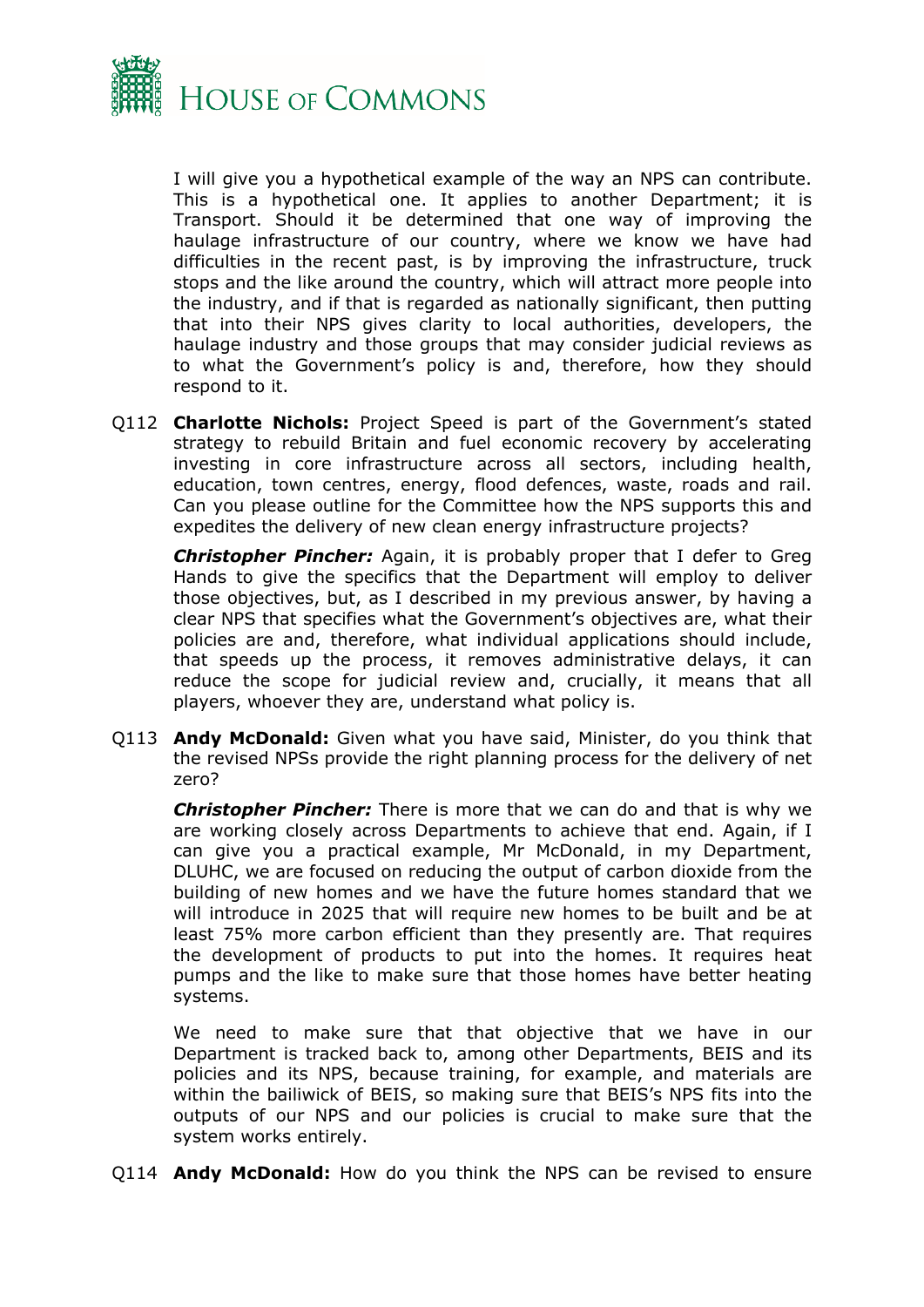I will give you a hypothetical example of the way an NPS can contribute. This is a hypothetical one. It applies to another Department; it is Transport. Should it be determined that one way of improving the haulage infrastructure of our country, where we know we have had difficulties in the recent past, is by improving the infrastructure, truck stops and the like around the country, which will attract more people into the industry, and if that is regarded as nationally significant, then putting that into their NPS gives clarity to local authorities, developers, the haulage industry and those groups that may consider judicial reviews as to what the Government's policy is and, therefore, how they should respond to it.

Q112 **Charlotte Nichols:** Project Speed is part of the Government's stated strategy to rebuild Britain and fuel economic recovery by accelerating investing in core infrastructure across all sectors, including health, education, town centres, energy, flood defences, waste, roads and rail. Can you please outline for the Committee how the NPS supports this and expedites the delivery of new clean energy infrastructure projects?

***Christopher Pincher:*** Again, it is probably proper that I defer to Greg Hands to give the specifics that the Department will employ to deliver those objectives, but, as I described in my previous answer, by having a clear NPS that specifies what the Government's objectives are, what their policies are and, therefore, what individual applications should include, that speeds up the process, it removes administrative delays, it can reduce the scope for judicial review and, crucially, it means that all players, whoever they are, understand what policy is.

Q113 **Andy McDonald:** Given what you have said, Minister, do you think that the revised NPSs provide the right planning process for the delivery of net zero?

***Christopher Pincher:*** There is more that we can do and that is why we are working closely across Departments to achieve that end. Again, if I can give you a practical example, Mr McDonald, in my Department, DLUHC, we are focused on reducing the output of carbon dioxide from the building of new homes and we have the future homes standard that we will introduce in 2025 that will require new homes to be built and be at least 75% more carbon efficient than they presently are. That requires the development of products to put into the homes. It requires heat pumps and the like to make sure that those homes have better heating systems.

We need to make sure that that objective that we have in our Department is tracked back to, among other Departments, BEIS and its policies and its NPS, because training, for example, and materials are within the bailiwick of BEIS, so making sure that BEIS's NPS fits into the outputs of our NPS and our policies is crucial to make sure that the system works entirely.

Q114 **Andy McDonald:** How do you think the NPS can be revised to ensure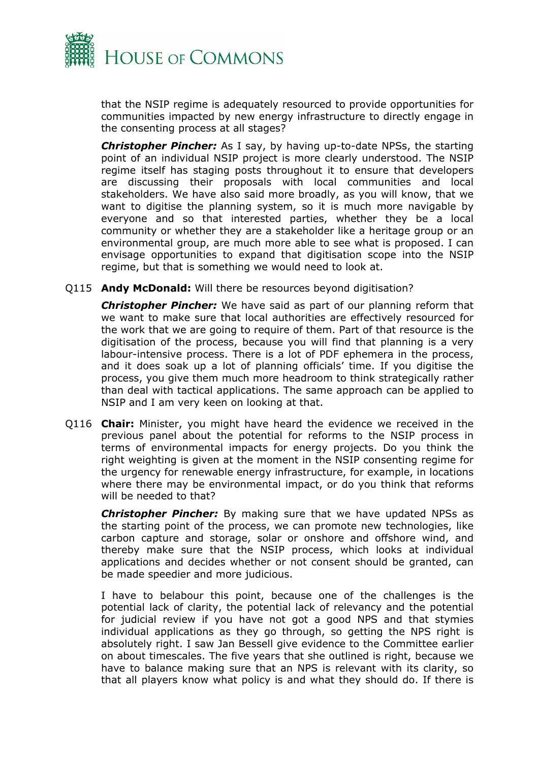that the NSIP regime is adequately resourced to provide opportunities for communities impacted by new energy infrastructure to directly engage in the consenting process at all stages?

***Christopher Pincher:*** As I say, by having up-to-date NPSs, the starting point of an individual NSIP project is more clearly understood. The NSIP regime itself has staging posts throughout it to ensure that developers are discussing their proposals with local communities and local stakeholders. We have also said more broadly, as you will know, that we want to digitise the planning system, so it is much more navigable by everyone and so that interested parties, whether they be a local community or whether they are a stakeholder like a heritage group or an environmental group, are much more able to see what is proposed. I can envisage opportunities to expand that digitisation scope into the NSIP regime, but that is something we would need to look at.

Q115 **Andy McDonald:** Will there be resources beyond digitisation?

***Christopher Pincher:*** We have said as part of our planning reform that we want to make sure that local authorities are effectively resourced for the work that we are going to require of them. Part of that resource is the digitisation of the process, because you will find that planning is a very labour-intensive process. There is a lot of PDF ephemera in the process, and it does soak up a lot of planning officials' time. If you digitise the process, you give them much more headroom to think strategically rather than deal with tactical applications. The same approach can be applied to NSIP and I am very keen on looking at that.

Q116 **Chair:** Minister, you might have heard the evidence we received in the previous panel about the potential for reforms to the NSIP process in terms of environmental impacts for energy projects. Do you think the right weighting is given at the moment in the NSIP consenting regime for the urgency for renewable energy infrastructure, for example, in locations where there may be environmental impact, or do you think that reforms will be needed to that?

***Christopher Pincher:*** By making sure that we have updated NPSs as the starting point of the process, we can promote new technologies, like carbon capture and storage, solar or onshore and offshore wind, and thereby make sure that the NSIP process, which looks at individual applications and decides whether or not consent should be granted, can be made speedier and more judicious.

I have to belabour this point, because one of the challenges is the potential lack of clarity, the potential lack of relevancy and the potential for judicial review if you have not got a good NPS and that stymies individual applications as they go through, so getting the NPS right is absolutely right. I saw Jan Bessell give evidence to the Committee earlier on about timescales. The five years that she outlined is right, because we have to balance making sure that an NPS is relevant with its clarity, so that all players know what policy is and what they should do. If there is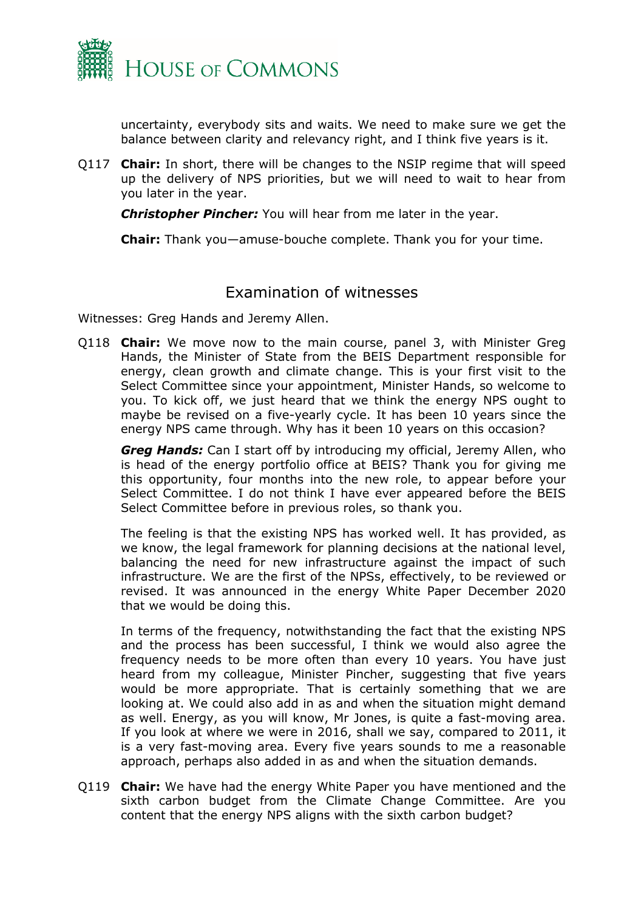uncertainty, everybody sits and waits. We need to make sure we get the balance between clarity and relevancy right, and I think five years is it.

Q117 **Chair:** In short, there will be changes to the NSIP regime that will speed up the delivery of NPS priorities, but we will need to wait to hear from you later in the year.

***Christopher Pincher:*** You will hear from me later in the year.

**Chair:** Thank you—amuse-bouche complete. Thank you for your time.

## Examination of witnesses

Witnesses: Greg Hands and Jeremy Allen.

Q118 **Chair:** We move now to the main course, panel 3, with Minister Greg Hands, the Minister of State from the BEIS Department responsible for energy, clean growth and climate change. This is your first visit to the Select Committee since your appointment, Minister Hands, so welcome to you. To kick off, we just heard that we think the energy NPS ought to maybe be revised on a five-yearly cycle. It has been 10 years since the energy NPS came through. Why has it been 10 years on this occasion?

***Greg Hands:*** Can I start off by introducing my official, Jeremy Allen, who is head of the energy portfolio office at BEIS? Thank you for giving me this opportunity, four months into the new role, to appear before your Select Committee. I do not think I have ever appeared before the BEIS Select Committee before in previous roles, so thank you.

The feeling is that the existing NPS has worked well. It has provided, as we know, the legal framework for planning decisions at the national level, balancing the need for new infrastructure against the impact of such infrastructure. We are the first of the NPSs, effectively, to be reviewed or revised. It was announced in the energy White Paper December 2020 that we would be doing this.

In terms of the frequency, notwithstanding the fact that the existing NPS and the process has been successful, I think we would also agree the frequency needs to be more often than every 10 years. You have just heard from my colleague, Minister Pincher, suggesting that five years would be more appropriate. That is certainly something that we are looking at. We could also add in as and when the situation might demand as well. Energy, as you will know, Mr Jones, is quite a fast-moving area. If you look at where we were in 2016, shall we say, compared to 2011, it is a very fast-moving area. Every five years sounds to me a reasonable approach, perhaps also added in as and when the situation demands.

Q119 **Chair:** We have had the energy White Paper you have mentioned and the sixth carbon budget from the Climate Change Committee. Are you content that the energy NPS aligns with the sixth carbon budget?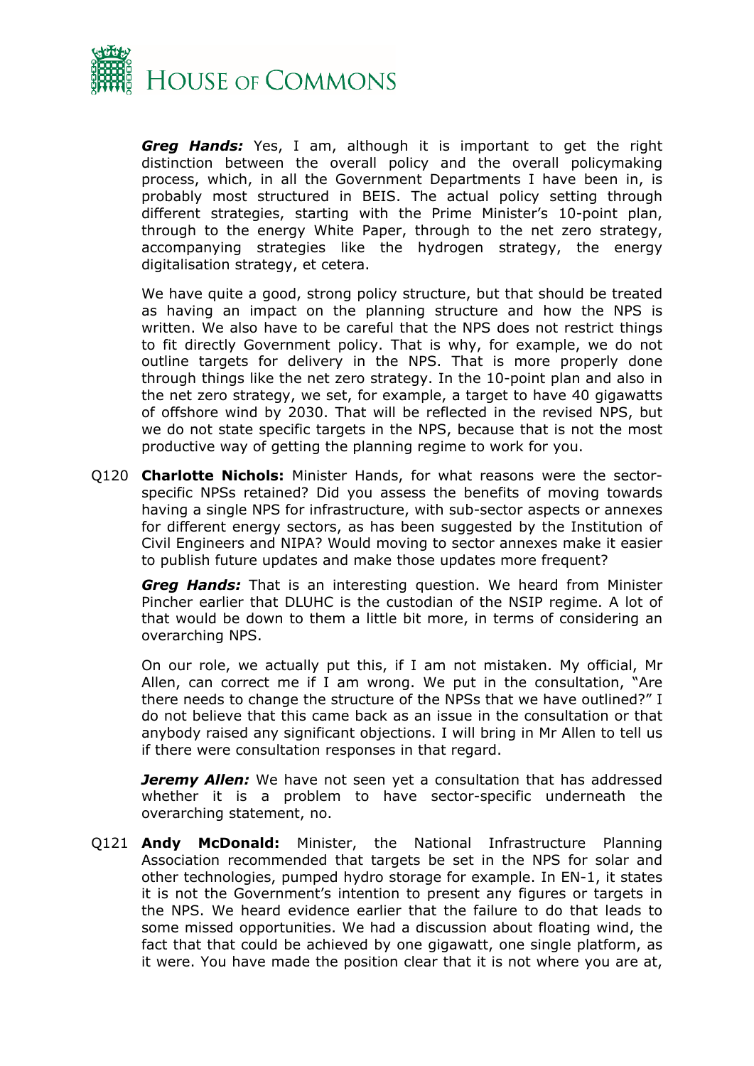***Greg Hands:*** Yes, I am, although it is important to get the right distinction between the overall policy and the overall policymaking process, which, in all the Government Departments I have been in, is probably most structured in BEIS. The actual policy setting through different strategies, starting with the Prime Minister's 10-point plan, through to the energy White Paper, through to the net zero strategy, accompanying strategies like the hydrogen strategy, the energy digitalisation strategy, et cetera.

We have quite a good, strong policy structure, but that should be treated as having an impact on the planning structure and how the NPS is written. We also have to be careful that the NPS does not restrict things to fit directly Government policy. That is why, for example, we do not outline targets for delivery in the NPS. That is more properly done through things like the net zero strategy. In the 10-point plan and also in the net zero strategy, we set, for example, a target to have 40 gigawatts of offshore wind by 2030. That will be reflected in the revised NPS, but we do not state specific targets in the NPS, because that is not the most productive way of getting the planning regime to work for you.

Q120 **Charlotte Nichols:** Minister Hands, for what reasons were the sector-specific NPSs retained? Did you assess the benefits of moving towards having a single NPS for infrastructure, with sub-sector aspects or annexes for different energy sectors, as has been suggested by the Institution of Civil Engineers and NIPA? Would moving to sector annexes make it easier to publish future updates and make those updates more frequent?

***Greg Hands:*** That is an interesting question. We heard from Minister Pincher earlier that DLUHC is the custodian of the NSIP regime. A lot of that would be down to them a little bit more, in terms of considering an overarching NPS.

On our role, we actually put this, if I am not mistaken. My official, Mr Allen, can correct me if I am wrong. We put in the consultation, "Are there needs to change the structure of the NPSs that we have outlined?" I do not believe that this came back as an issue in the consultation or that anybody raised any significant objections. I will bring in Mr Allen to tell us if there were consultation responses in that regard.

***Jeremy Allen:*** We have not seen yet a consultation that has addressed whether it is a problem to have sector-specific underneath the overarching statement, no.

Q121 **Andy McDonald:** Minister, the National Infrastructure Planning Association recommended that targets be set in the NPS for solar and other technologies, pumped hydro storage for example. In EN-1, it states it is not the Government's intention to present any figures or targets in the NPS. We heard evidence earlier that the failure to do that leads to some missed opportunities. We had a discussion about floating wind, the fact that that could be achieved by one gigawatt, one single platform, as it were. You have made the position clear that it is not where you are at,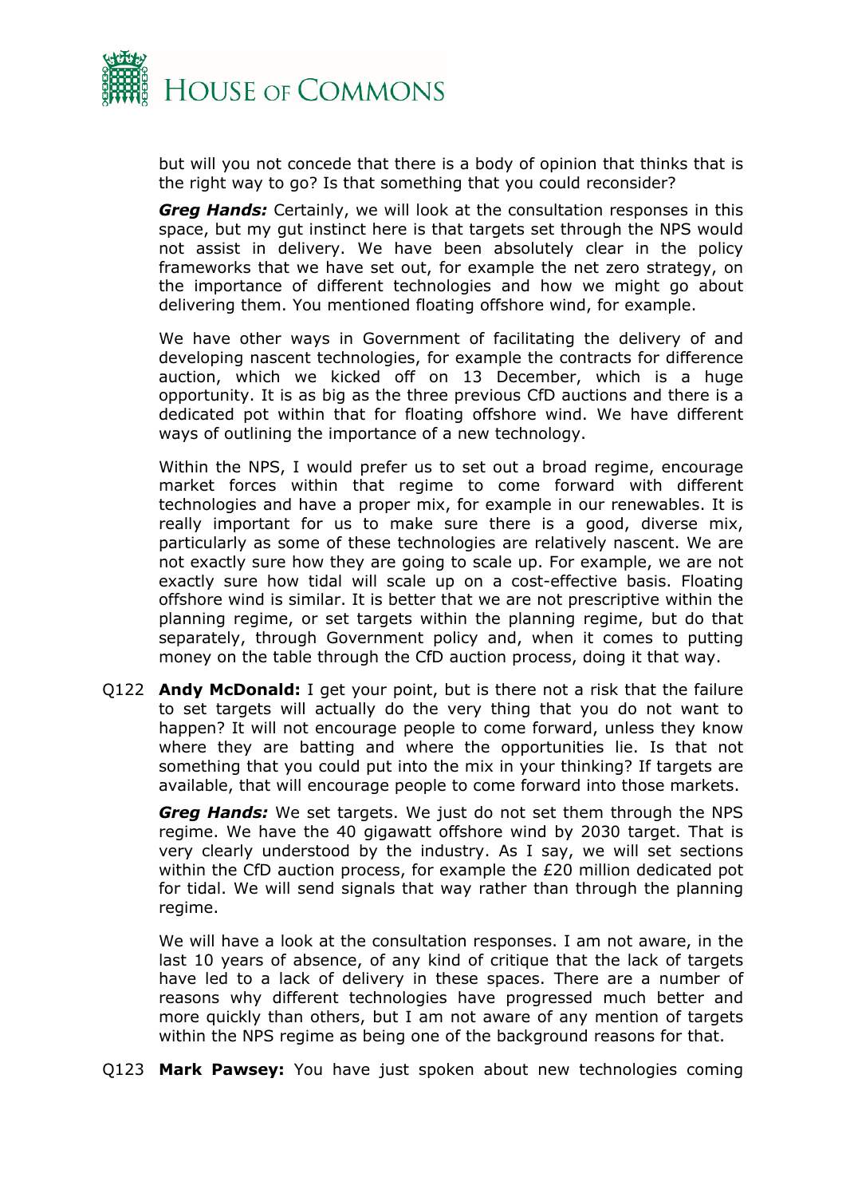but will you not concede that there is a body of opinion that thinks that is the right way to go? Is that something that you could reconsider?

***Greg Hands:*** Certainly, we will look at the consultation responses in this space, but my gut instinct here is that targets set through the NPS would not assist in delivery. We have been absolutely clear in the policy frameworks that we have set out, for example the net zero strategy, on the importance of different technologies and how we might go about delivering them. You mentioned floating offshore wind, for example.

We have other ways in Government of facilitating the delivery of and developing nascent technologies, for example the contracts for difference auction, which we kicked off on 13 December, which is a huge opportunity. It is as big as the three previous CfD auctions and there is a dedicated pot within that for floating offshore wind. We have different ways of outlining the importance of a new technology.

Within the NPS, I would prefer us to set out a broad regime, encourage market forces within that regime to come forward with different technologies and have a proper mix, for example in our renewables. It is really important for us to make sure there is a good, diverse mix, particularly as some of these technologies are relatively nascent. We are not exactly sure how they are going to scale up. For example, we are not exactly sure how tidal will scale up on a cost-effective basis. Floating offshore wind is similar. It is better that we are not prescriptive within the planning regime, or set targets within the planning regime, but do that separately, through Government policy and, when it comes to putting money on the table through the CfD auction process, doing it that way.

Q122 **Andy McDonald:** I get your point, but is there not a risk that the failure to set targets will actually do the very thing that you do not want to happen? It will not encourage people to come forward, unless they know where they are batting and where the opportunities lie. Is that not something that you could put into the mix in your thinking? If targets are available, that will encourage people to come forward into those markets.

***Greg Hands:*** We set targets. We just do not set them through the NPS regime. We have the 40 gigawatt offshore wind by 2030 target. That is very clearly understood by the industry. As I say, we will set sections within the CfD auction process, for example the £20 million dedicated pot for tidal. We will send signals that way rather than through the planning regime.

We will have a look at the consultation responses. I am not aware, in the last 10 years of absence, of any kind of critique that the lack of targets have led to a lack of delivery in these spaces. There are a number of reasons why different technologies have progressed much better and more quickly than others, but I am not aware of any mention of targets within the NPS regime as being one of the background reasons for that.

Q123 **Mark Pawsey:** You have just spoken about new technologies coming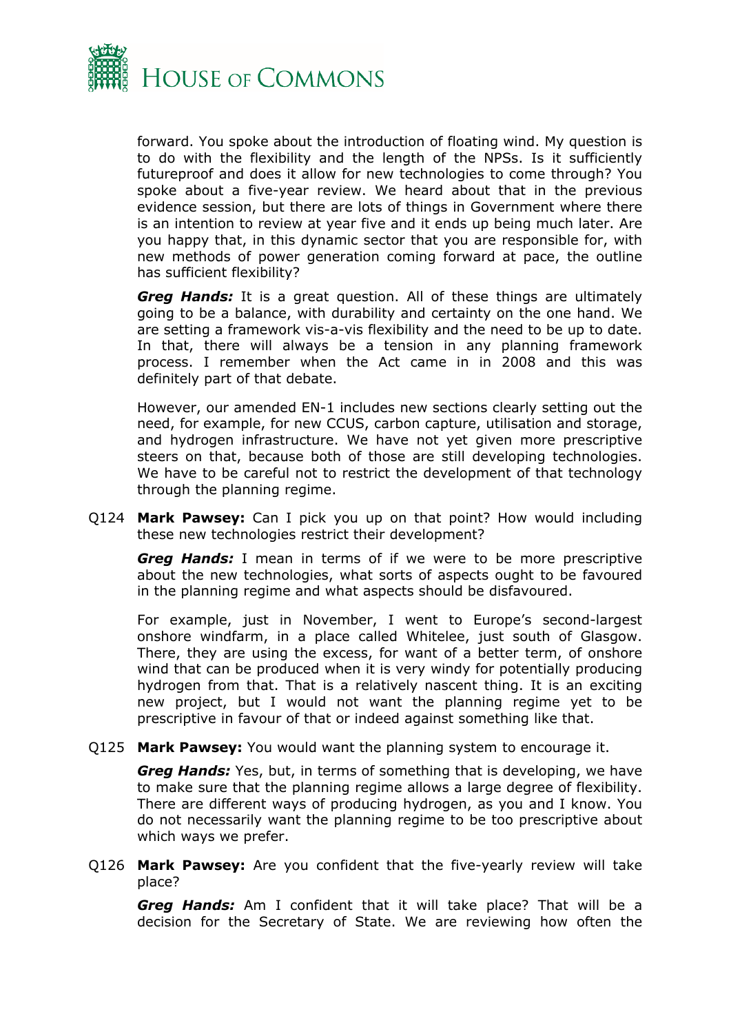forward. You spoke about the introduction of floating wind. My question is to do with the flexibility and the length of the NPSs. Is it sufficiently futureproof and does it allow for new technologies to come through? You spoke about a five-year review. We heard about that in the previous evidence session, but there are lots of things in Government where there is an intention to review at year five and it ends up being much later. Are you happy that, in this dynamic sector that you are responsible for, with new methods of power generation coming forward at pace, the outline has sufficient flexibility?

***Greg Hands:*** It is a great question. All of these things are ultimately going to be a balance, with durability and certainty on the one hand. We are setting a framework vis-a-vis flexibility and the need to be up to date. In that, there will always be a tension in any planning framework process. I remember when the Act came in in 2008 and this was definitely part of that debate.

However, our amended EN-1 includes new sections clearly setting out the need, for example, for new CCUS, carbon capture, utilisation and storage, and hydrogen infrastructure. We have not yet given more prescriptive steers on that, because both of those are still developing technologies. We have to be careful not to restrict the development of that technology through the planning regime.

Q124 **Mark Pawsey:** Can I pick you up on that point? How would including these new technologies restrict their development?

***Greg Hands:*** I mean in terms of if we were to be more prescriptive about the new technologies, what sorts of aspects ought to be favoured in the planning regime and what aspects should be disfavoured.

For example, just in November, I went to Europe's second-largest onshore windfarm, in a place called Whitelee, just south of Glasgow. There, they are using the excess, for want of a better term, of onshore wind that can be produced when it is very windy for potentially producing hydrogen from that. That is a relatively nascent thing. It is an exciting new project, but I would not want the planning regime yet to be prescriptive in favour of that or indeed against something like that.

Q125 **Mark Pawsey:** You would want the planning system to encourage it.

***Greg Hands:*** Yes, but, in terms of something that is developing, we have to make sure that the planning regime allows a large degree of flexibility. There are different ways of producing hydrogen, as you and I know. You do not necessarily want the planning regime to be too prescriptive about which ways we prefer.

Q126 **Mark Pawsey:** Are you confident that the five-yearly review will take place?

***Greg Hands:*** Am I confident that it will take place? That will be a decision for the Secretary of State. We are reviewing how often the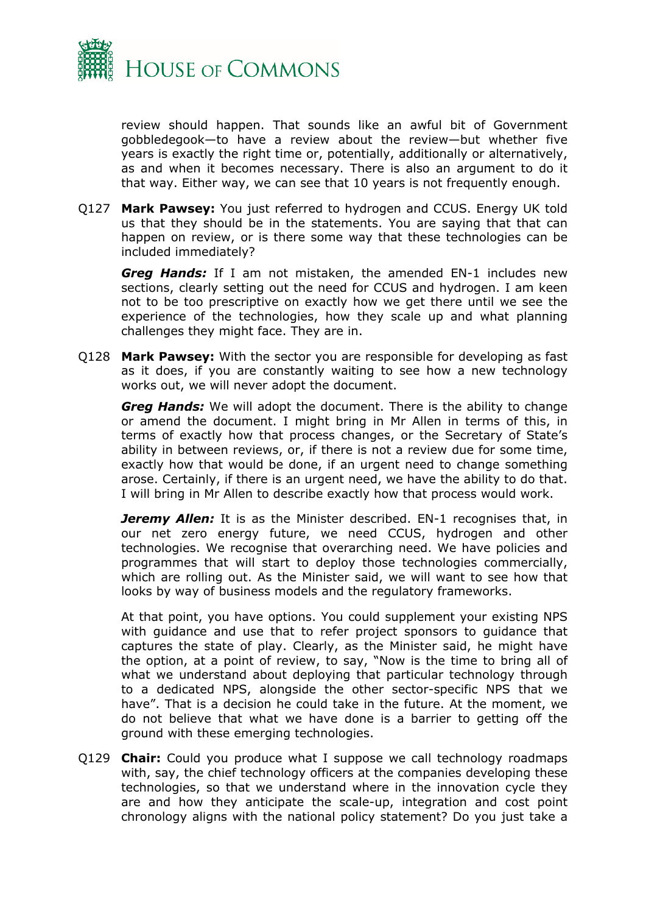review should happen. That sounds like an awful bit of Government gobbledegook—to have a review about the review—but whether five years is exactly the right time or, potentially, additionally or alternatively, as and when it becomes necessary. There is also an argument to do it that way. Either way, we can see that 10 years is not frequently enough.

Q127 **Mark Pawsey:** You just referred to hydrogen and CCUS. Energy UK told us that they should be in the statements. You are saying that that can happen on review, or is there some way that these technologies can be included immediately?

***Greg Hands:*** If I am not mistaken, the amended EN-1 includes new sections, clearly setting out the need for CCUS and hydrogen. I am keen not to be too prescriptive on exactly how we get there until we see the experience of the technologies, how they scale up and what planning challenges they might face. They are in.

Q128 **Mark Pawsey:** With the sector you are responsible for developing as fast as it does, if you are constantly waiting to see how a new technology works out, we will never adopt the document.

***Greg Hands:*** We will adopt the document. There is the ability to change or amend the document. I might bring in Mr Allen in terms of this, in terms of exactly how that process changes, or the Secretary of State's ability in between reviews, or, if there is not a review due for some time, exactly how that would be done, if an urgent need to change something arose. Certainly, if there is an urgent need, we have the ability to do that. I will bring in Mr Allen to describe exactly how that process would work.

***Jeremy Allen:*** It is as the Minister described. EN-1 recognises that, in our net zero energy future, we need CCUS, hydrogen and other technologies. We recognise that overarching need. We have policies and programmes that will start to deploy those technologies commercially, which are rolling out. As the Minister said, we will want to see how that looks by way of business models and the regulatory frameworks.

At that point, you have options. You could supplement your existing NPS with guidance and use that to refer project sponsors to guidance that captures the state of play. Clearly, as the Minister said, he might have the option, at a point of review, to say, "Now is the time to bring all of what we understand about deploying that particular technology through to a dedicated NPS, alongside the other sector-specific NPS that we have". That is a decision he could take in the future. At the moment, we do not believe that what we have done is a barrier to getting off the ground with these emerging technologies.

Q129 **Chair:** Could you produce what I suppose we call technology roadmaps with, say, the chief technology officers at the companies developing these technologies, so that we understand where in the innovation cycle they are and how they anticipate the scale-up, integration and cost point chronology aligns with the national policy statement? Do you just take a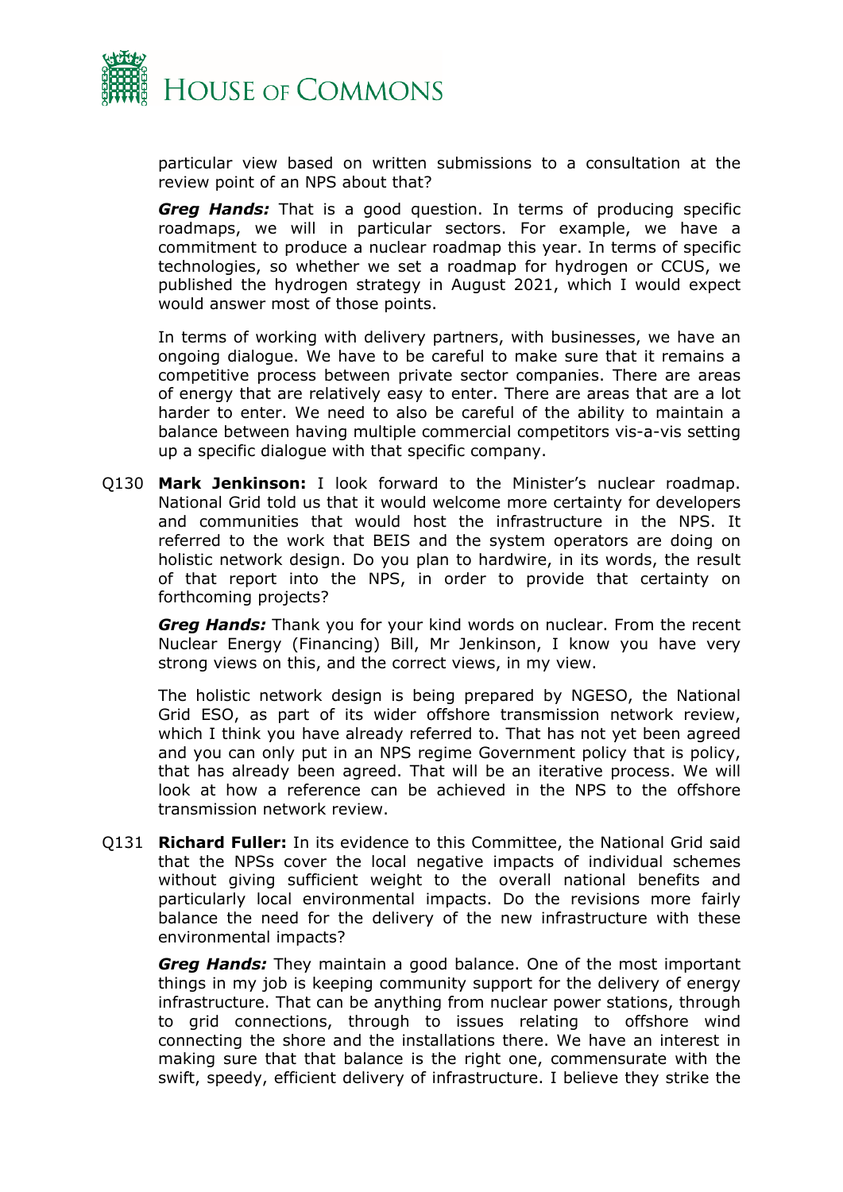particular view based on written submissions to a consultation at the review point of an NPS about that?

***Greg Hands:*** That is a good question. In terms of producing specific roadmaps, we will in particular sectors. For example, we have a commitment to produce a nuclear roadmap this year. In terms of specific technologies, so whether we set a roadmap for hydrogen or CCUS, we published the hydrogen strategy in August 2021, which I would expect would answer most of those points.

In terms of working with delivery partners, with businesses, we have an ongoing dialogue. We have to be careful to make sure that it remains a competitive process between private sector companies. There are areas of energy that are relatively easy to enter. There are areas that are a lot harder to enter. We need to also be careful of the ability to maintain a balance between having multiple commercial competitors vis-a-vis setting up a specific dialogue with that specific company.

Q130 **Mark Jenkinson:** I look forward to the Minister's nuclear roadmap. National Grid told us that it would welcome more certainty for developers and communities that would host the infrastructure in the NPS. It referred to the work that BEIS and the system operators are doing on holistic network design. Do you plan to hardwire, in its words, the result of that report into the NPS, in order to provide that certainty on forthcoming projects?

***Greg Hands:*** Thank you for your kind words on nuclear. From the recent Nuclear Energy (Financing) Bill, Mr Jenkinson, I know you have very strong views on this, and the correct views, in my view.

The holistic network design is being prepared by NGESO, the National Grid ESO, as part of its wider offshore transmission network review, which I think you have already referred to. That has not yet been agreed and you can only put in an NPS regime Government policy that is policy, that has already been agreed. That will be an iterative process. We will look at how a reference can be achieved in the NPS to the offshore transmission network review.

Q131 **Richard Fuller:** In its evidence to this Committee, the National Grid said that the NPSs cover the local negative impacts of individual schemes without giving sufficient weight to the overall national benefits and particularly local environmental impacts. Do the revisions more fairly balance the need for the delivery of the new infrastructure with these environmental impacts?

***Greg Hands:*** They maintain a good balance. One of the most important things in my job is keeping community support for the delivery of energy infrastructure. That can be anything from nuclear power stations, through to grid connections, through to issues relating to offshore wind connecting the shore and the installations there. We have an interest in making sure that that balance is the right one, commensurate with the swift, speedy, efficient delivery of infrastructure. I believe they strike the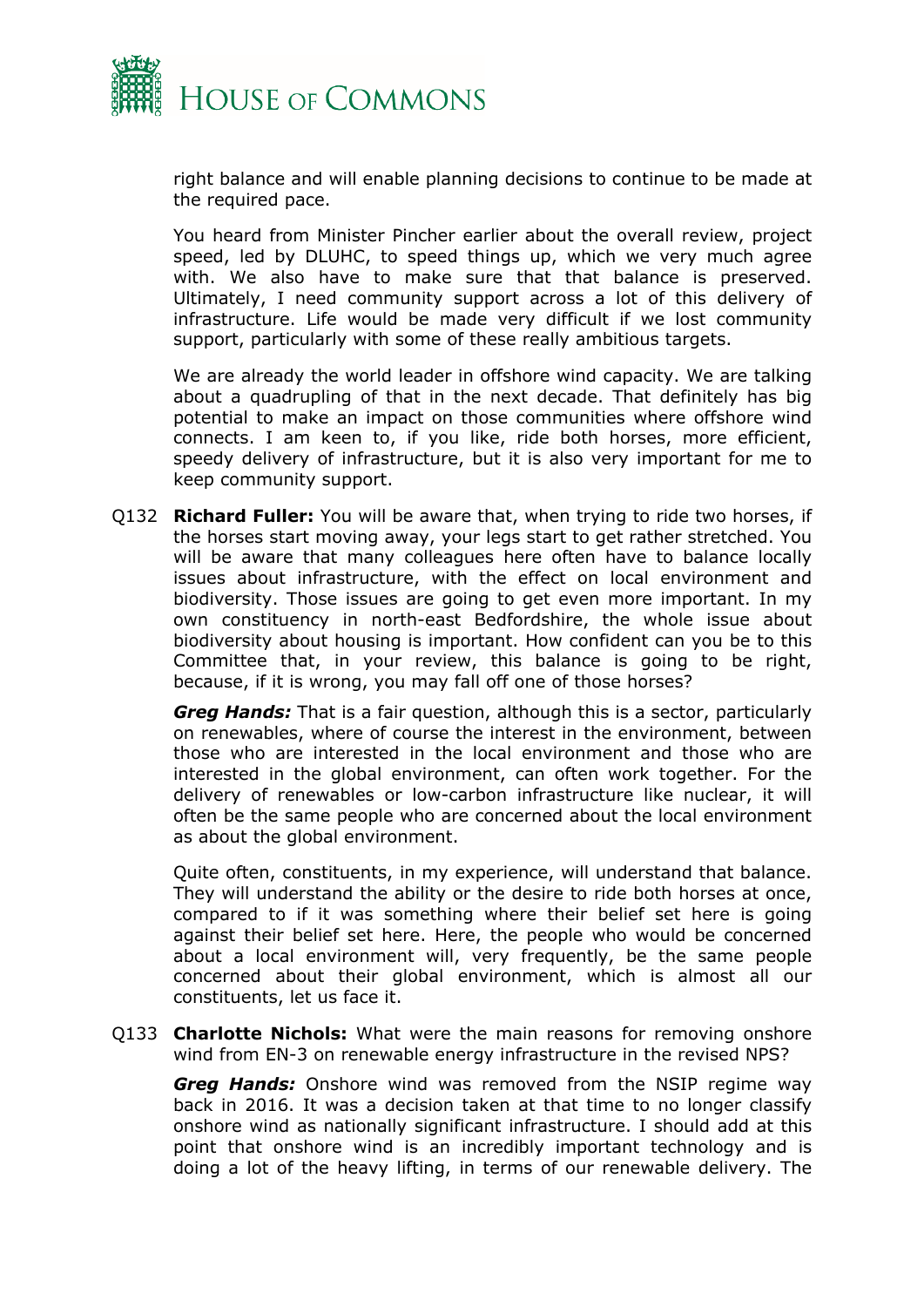right balance and will enable planning decisions to continue to be made at the required pace.

You heard from Minister Pincher earlier about the overall review, project speed, led by DLUHC, to speed things up, which we very much agree with. We also have to make sure that that balance is preserved. Ultimately, I need community support across a lot of this delivery of infrastructure. Life would be made very difficult if we lost community support, particularly with some of these really ambitious targets.

We are already the world leader in offshore wind capacity. We are talking about a quadrupling of that in the next decade. That definitely has big potential to make an impact on those communities where offshore wind connects. I am keen to, if you like, ride both horses, more efficient, speedy delivery of infrastructure, but it is also very important for me to keep community support.

Q132 **Richard Fuller:** You will be aware that, when trying to ride two horses, if the horses start moving away, your legs start to get rather stretched. You will be aware that many colleagues here often have to balance locally issues about infrastructure, with the effect on local environment and biodiversity. Those issues are going to get even more important. In my own constituency in north-east Bedfordshire, the whole issue about biodiversity about housing is important. How confident can you be to this Committee that, in your review, this balance is going to be right, because, if it is wrong, you may fall off one of those horses?

***Greg Hands:*** That is a fair question, although this is a sector, particularly on renewables, where of course the interest in the environment, between those who are interested in the local environment and those who are interested in the global environment, can often work together. For the delivery of renewables or low-carbon infrastructure like nuclear, it will often be the same people who are concerned about the local environment as about the global environment.

Quite often, constituents, in my experience, will understand that balance. They will understand the ability or the desire to ride both horses at once, compared to if it was something where their belief set here is going against their belief set here. Here, the people who would be concerned about a local environment will, very frequently, be the same people concerned about their global environment, which is almost all our constituents, let us face it.

Q133 **Charlotte Nichols:** What were the main reasons for removing onshore wind from EN-3 on renewable energy infrastructure in the revised NPS?

***Greg Hands:*** Onshore wind was removed from the NSIP regime way back in 2016. It was a decision taken at that time to no longer classify onshore wind as nationally significant infrastructure. I should add at this point that onshore wind is an incredibly important technology and is doing a lot of the heavy lifting, in terms of our renewable delivery. The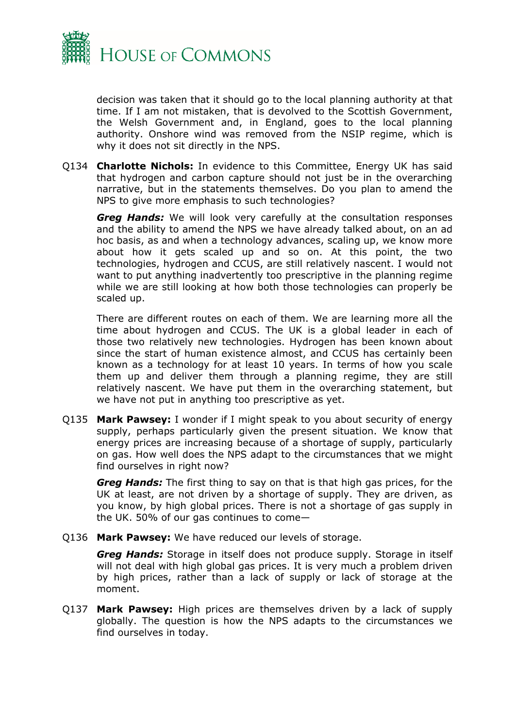decision was taken that it should go to the local planning authority at that time. If I am not mistaken, that is devolved to the Scottish Government, the Welsh Government and, in England, goes to the local planning authority. Onshore wind was removed from the NSIP regime, which is why it does not sit directly in the NPS.

Q134 **Charlotte Nichols:** In evidence to this Committee, Energy UK has said that hydrogen and carbon capture should not just be in the overarching narrative, but in the statements themselves. Do you plan to amend the NPS to give more emphasis to such technologies?

***Greg Hands:*** We will look very carefully at the consultation responses and the ability to amend the NPS we have already talked about, on an ad hoc basis, as and when a technology advances, scaling up, we know more about how it gets scaled up and so on. At this point, the two technologies, hydrogen and CCUS, are still relatively nascent. I would not want to put anything inadvertently too prescriptive in the planning regime while we are still looking at how both those technologies can properly be scaled up.

There are different routes on each of them. We are learning more all the time about hydrogen and CCUS. The UK is a global leader in each of those two relatively new technologies. Hydrogen has been known about since the start of human existence almost, and CCUS has certainly been known as a technology for at least 10 years. In terms of how you scale them up and deliver them through a planning regime, they are still relatively nascent. We have put them in the overarching statement, but we have not put in anything too prescriptive as yet.

Q135 **Mark Pawsey:** I wonder if I might speak to you about security of energy supply, perhaps particularly given the present situation. We know that energy prices are increasing because of a shortage of supply, particularly on gas. How well does the NPS adapt to the circumstances that we might find ourselves in right now?

***Greg Hands:*** The first thing to say on that is that high gas prices, for the UK at least, are not driven by a shortage of supply. They are driven, as you know, by high global prices. There is not a shortage of gas supply in the UK. 50% of our gas continues to come—

Q136 **Mark Pawsey:** We have reduced our levels of storage.

***Greg Hands:*** Storage in itself does not produce supply. Storage in itself will not deal with high global gas prices. It is very much a problem driven by high prices, rather than a lack of supply or lack of storage at the moment.

Q137 **Mark Pawsey:** High prices are themselves driven by a lack of supply globally. The question is how the NPS adapts to the circumstances we find ourselves in today.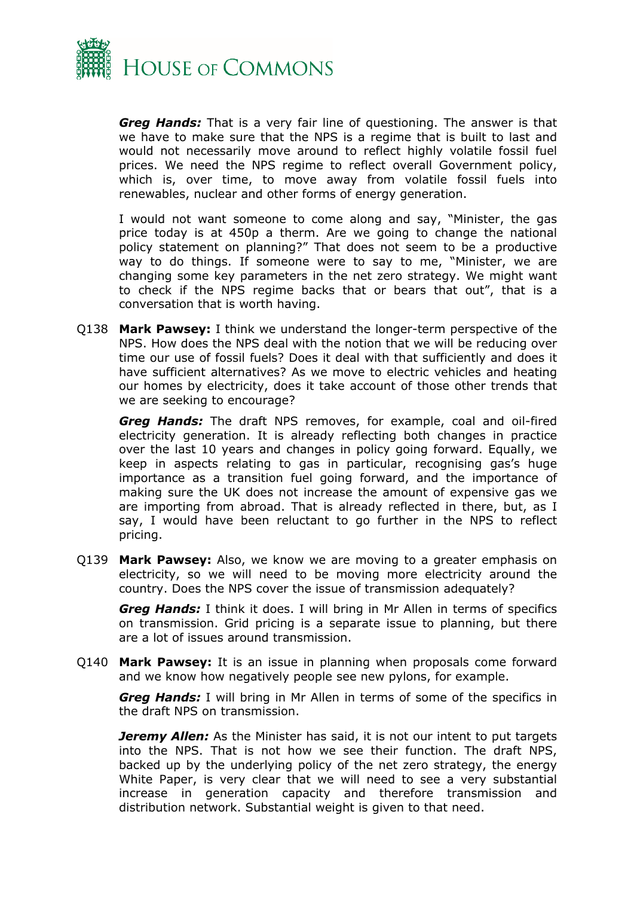***Greg Hands:*** That is a very fair line of questioning. The answer is that we have to make sure that the NPS is a regime that is built to last and would not necessarily move around to reflect highly volatile fossil fuel prices. We need the NPS regime to reflect overall Government policy, which is, over time, to move away from volatile fossil fuels into renewables, nuclear and other forms of energy generation.

I would not want someone to come along and say, "Minister, the gas price today is at 450p a therm. Are we going to change the national policy statement on planning?" That does not seem to be a productive way to do things. If someone were to say to me, "Minister, we are changing some key parameters in the net zero strategy. We might want to check if the NPS regime backs that or bears that out", that is a conversation that is worth having.

Q138 **Mark Pawsey:** I think we understand the longer-term perspective of the NPS. How does the NPS deal with the notion that we will be reducing over time our use of fossil fuels? Does it deal with that sufficiently and does it have sufficient alternatives? As we move to electric vehicles and heating our homes by electricity, does it take account of those other trends that we are seeking to encourage?

***Greg Hands:*** The draft NPS removes, for example, coal and oil-fired electricity generation. It is already reflecting both changes in practice over the last 10 years and changes in policy going forward. Equally, we keep in aspects relating to gas in particular, recognising gas's huge importance as a transition fuel going forward, and the importance of making sure the UK does not increase the amount of expensive gas we are importing from abroad. That is already reflected in there, but, as I say, I would have been reluctant to go further in the NPS to reflect pricing.

Q139 **Mark Pawsey:** Also, we know we are moving to a greater emphasis on electricity, so we will need to be moving more electricity around the country. Does the NPS cover the issue of transmission adequately?

***Greg Hands:*** I think it does. I will bring in Mr Allen in terms of specifics on transmission. Grid pricing is a separate issue to planning, but there are a lot of issues around transmission.

Q140 **Mark Pawsey:** It is an issue in planning when proposals come forward and we know how negatively people see new pylons, for example.

***Greg Hands:*** I will bring in Mr Allen in terms of some of the specifics in the draft NPS on transmission.

***Jeremy Allen:*** As the Minister has said, it is not our intent to put targets into the NPS. That is not how we see their function. The draft NPS, backed up by the underlying policy of the net zero strategy, the energy White Paper, is very clear that we will need to see a very substantial increase in generation capacity and therefore transmission and distribution network. Substantial weight is given to that need.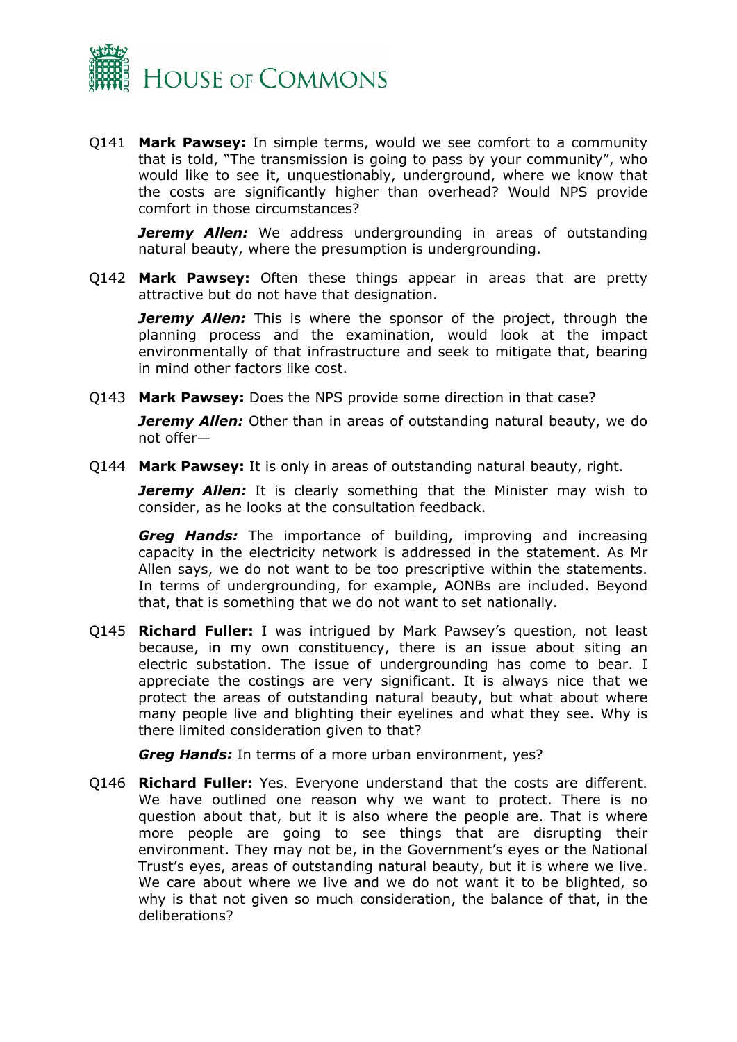Q141 **Mark Pawsey:** In simple terms, would we see comfort to a community that is told, "The transmission is going to pass by your community", who would like to see it, unquestionably, underground, where we know that the costs are significantly higher than overhead? Would NPS provide comfort in those circumstances?

***Jeremy Allen:*** We address undergrounding in areas of outstanding natural beauty, where the presumption is undergrounding.

Q142 **Mark Pawsey:** Often these things appear in areas that are pretty attractive but do not have that designation.

***Jeremy Allen:*** This is where the sponsor of the project, through the planning process and the examination, would look at the impact environmentally of that infrastructure and seek to mitigate that, bearing in mind other factors like cost.

Q143 **Mark Pawsey:** Does the NPS provide some direction in that case?

***Jeremy Allen:*** Other than in areas of outstanding natural beauty, we do not offer—

Q144 **Mark Pawsey:** It is only in areas of outstanding natural beauty, right.

***Jeremy Allen:*** It is clearly something that the Minister may wish to consider, as he looks at the consultation feedback.

***Greg Hands:*** The importance of building, improving and increasing capacity in the electricity network is addressed in the statement. As Mr Allen says, we do not want to be too prescriptive within the statements. In terms of undergrounding, for example, AONBs are included. Beyond that, that is something that we do not want to set nationally.

Q145 **Richard Fuller:** I was intrigued by Mark Pawsey's question, not least because, in my own constituency, there is an issue about siting an electric substation. The issue of undergrounding has come to bear. I appreciate the costings are very significant. It is always nice that we protect the areas of outstanding natural beauty, but what about where many people live and blighting their eyelines and what they see. Why is there limited consideration given to that?

***Greg Hands:*** In terms of a more urban environment, yes?

Q146 **Richard Fuller:** Yes. Everyone understand that the costs are different. We have outlined one reason why we want to protect. There is no question about that, but it is also where the people are. That is where more people are going to see things that are disrupting their environment. They may not be, in the Government's eyes or the National Trust's eyes, areas of outstanding natural beauty, but it is where we live. We care about where we live and we do not want it to be blighted, so why is that not given so much consideration, the balance of that, in the deliberations?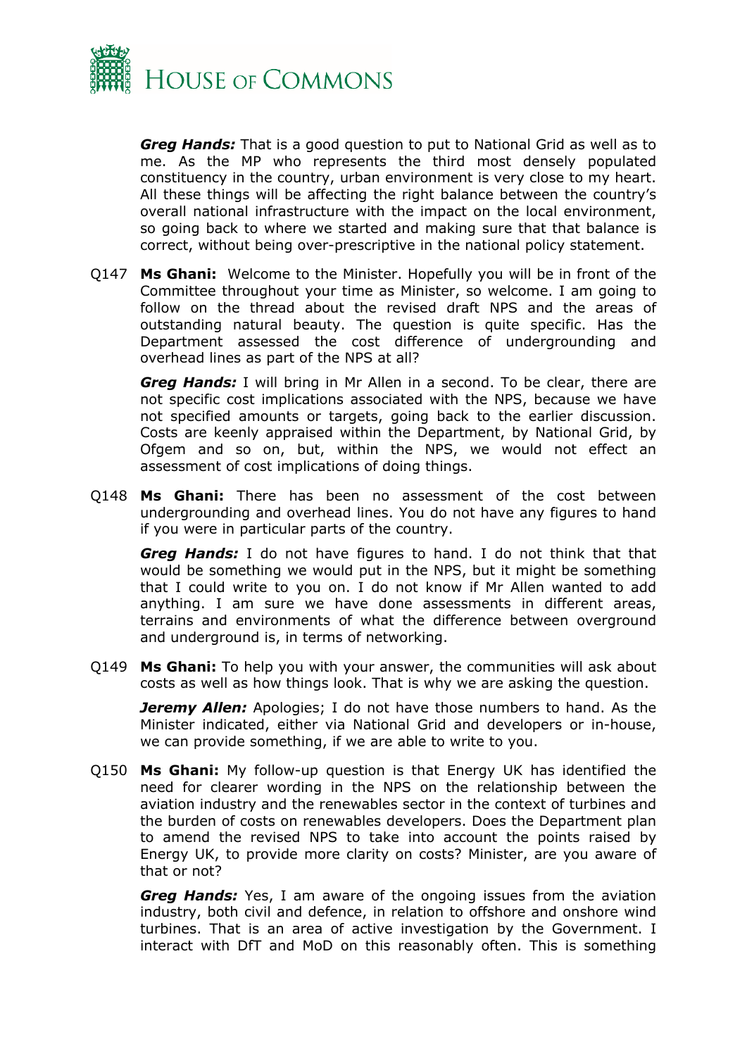***Greg Hands:*** That is a good question to put to National Grid as well as to me. As the MP who represents the third most densely populated constituency in the country, urban environment is very close to my heart. All these things will be affecting the right balance between the country's overall national infrastructure with the impact on the local environment, so going back to where we started and making sure that that balance is correct, without being over-prescriptive in the national policy statement.

Q147 **Ms Ghani:** Welcome to the Minister. Hopefully you will be in front of the Committee throughout your time as Minister, so welcome. I am going to follow on the thread about the revised draft NPS and the areas of outstanding natural beauty. The question is quite specific. Has the Department assessed the cost difference of undergrounding and overhead lines as part of the NPS at all?

***Greg Hands:*** I will bring in Mr Allen in a second. To be clear, there are not specific cost implications associated with the NPS, because we have not specified amounts or targets, going back to the earlier discussion. Costs are keenly appraised within the Department, by National Grid, by Ofgem and so on, but, within the NPS, we would not effect an assessment of cost implications of doing things.

Q148 **Ms Ghani:** There has been no assessment of the cost between undergrounding and overhead lines. You do not have any figures to hand if you were in particular parts of the country.

***Greg Hands:*** I do not have figures to hand. I do not think that that would be something we would put in the NPS, but it might be something that I could write to you on. I do not know if Mr Allen wanted to add anything. I am sure we have done assessments in different areas, terrains and environments of what the difference between overground and underground is, in terms of networking.

Q149 **Ms Ghani:** To help you with your answer, the communities will ask about costs as well as how things look. That is why we are asking the question.

***Jeremy Allen:*** Apologies; I do not have those numbers to hand. As the Minister indicated, either via National Grid and developers or in-house, we can provide something, if we are able to write to you.

Q150 **Ms Ghani:** My follow-up question is that Energy UK has identified the need for clearer wording in the NPS on the relationship between the aviation industry and the renewables sector in the context of turbines and the burden of costs on renewables developers. Does the Department plan to amend the revised NPS to take into account the points raised by Energy UK, to provide more clarity on costs? Minister, are you aware of that or not?

***Greg Hands:*** Yes, I am aware of the ongoing issues from the aviation industry, both civil and defence, in relation to offshore and onshore wind turbines. That is an area of active investigation by the Government. I interact with DfT and MoD on this reasonably often. This is something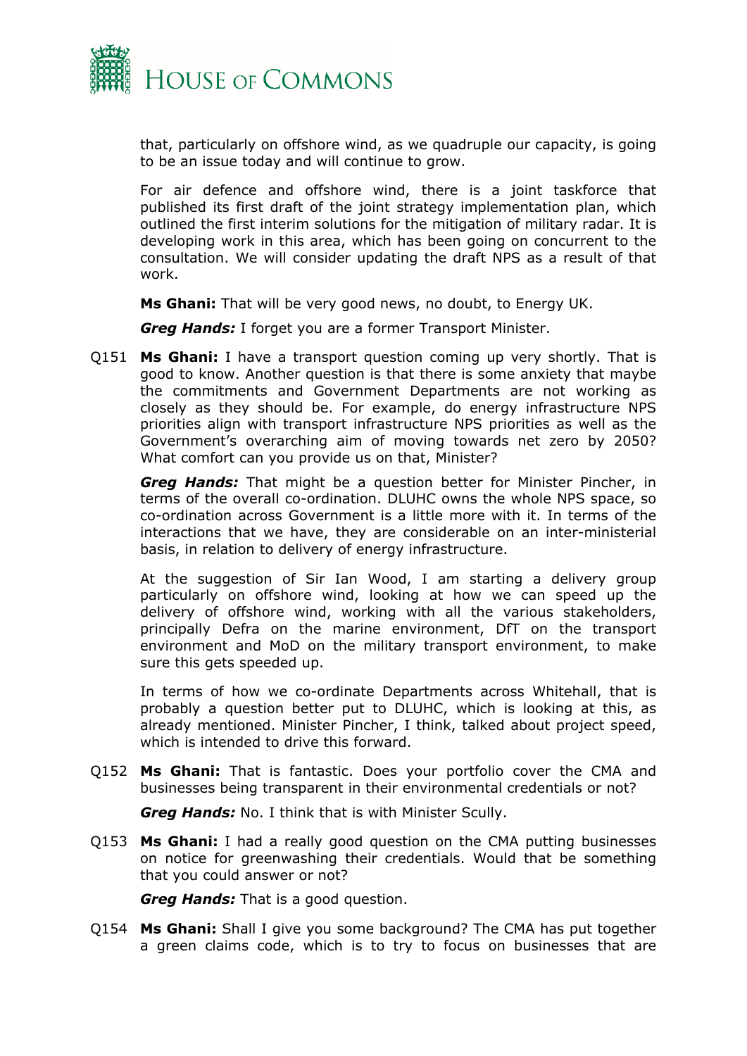that, particularly on offshore wind, as we quadruple our capacity, is going to be an issue today and will continue to grow.

For air defence and offshore wind, there is a joint taskforce that published its first draft of the joint strategy implementation plan, which outlined the first interim solutions for the mitigation of military radar. It is developing work in this area, which has been going on concurrent to the consultation. We will consider updating the draft NPS as a result of that work.

**Ms Ghani:** That will be very good news, no doubt, to Energy UK.

***Greg Hands:*** I forget you are a former Transport Minister.

Q151 **Ms Ghani:** I have a transport question coming up very shortly. That is good to know. Another question is that there is some anxiety that maybe the commitments and Government Departments are not working as closely as they should be. For example, do energy infrastructure NPS priorities align with transport infrastructure NPS priorities as well as the Government's overarching aim of moving towards net zero by 2050? What comfort can you provide us on that, Minister?

***Greg Hands:*** That might be a question better for Minister Pincher, in terms of the overall co-ordination. DLUHC owns the whole NPS space, so co-ordination across Government is a little more with it. In terms of the interactions that we have, they are considerable on an inter-ministerial basis, in relation to delivery of energy infrastructure.

At the suggestion of Sir Ian Wood, I am starting a delivery group particularly on offshore wind, looking at how we can speed up the delivery of offshore wind, working with all the various stakeholders, principally Defra on the marine environment, DfT on the transport environment and MoD on the military transport environment, to make sure this gets speeded up.

In terms of how we co-ordinate Departments across Whitehall, that is probably a question better put to DLUHC, which is looking at this, as already mentioned. Minister Pincher, I think, talked about project speed, which is intended to drive this forward.

Q152 **Ms Ghani:** That is fantastic. Does your portfolio cover the CMA and businesses being transparent in their environmental credentials or not?

***Greg Hands:*** No. I think that is with Minister Scully.

Q153 **Ms Ghani:** I had a really good question on the CMA putting businesses on notice for greenwashing their credentials. Would that be something that you could answer or not?

***Greg Hands:*** That is a good question.

Q154 **Ms Ghani:** Shall I give you some background? The CMA has put together a green claims code, which is to try to focus on businesses that are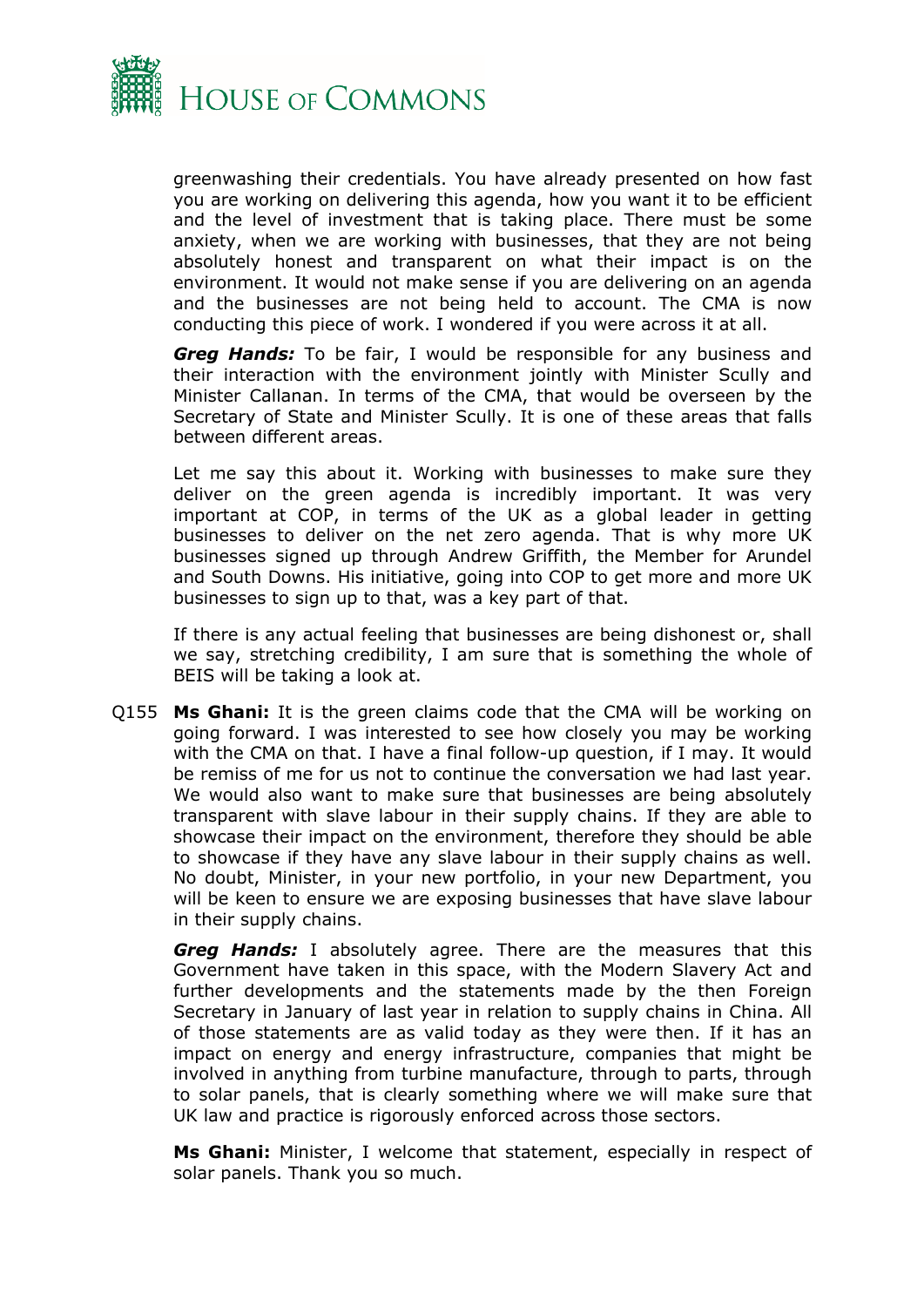greenwashing their credentials. You have already presented on how fast you are working on delivering this agenda, how you want it to be efficient and the level of investment that is taking place. There must be some anxiety, when we are working with businesses, that they are not being absolutely honest and transparent on what their impact is on the environment. It would not make sense if you are delivering on an agenda and the businesses are not being held to account. The CMA is now conducting this piece of work. I wondered if you were across it at all.

***Greg Hands:*** To be fair, I would be responsible for any business and their interaction with the environment jointly with Minister Scully and Minister Callanan. In terms of the CMA, that would be overseen by the Secretary of State and Minister Scully. It is one of these areas that falls between different areas.

Let me say this about it. Working with businesses to make sure they deliver on the green agenda is incredibly important. It was very important at COP, in terms of the UK as a global leader in getting businesses to deliver on the net zero agenda. That is why more UK businesses signed up through Andrew Griffith, the Member for Arundel and South Downs. His initiative, going into COP to get more and more UK businesses to sign up to that, was a key part of that.

If there is any actual feeling that businesses are being dishonest or, shall we say, stretching credibility, I am sure that is something the whole of BEIS will be taking a look at.

Q155 **Ms Ghani:** It is the green claims code that the CMA will be working on going forward. I was interested to see how closely you may be working with the CMA on that. I have a final follow-up question, if I may. It would be remiss of me for us not to continue the conversation we had last year. We would also want to make sure that businesses are being absolutely transparent with slave labour in their supply chains. If they are able to showcase their impact on the environment, therefore they should be able to showcase if they have any slave labour in their supply chains as well. No doubt, Minister, in your new portfolio, in your new Department, you will be keen to ensure we are exposing businesses that have slave labour in their supply chains.

***Greg Hands:*** I absolutely agree. There are the measures that this Government have taken in this space, with the Modern Slavery Act and further developments and the statements made by the then Foreign Secretary in January of last year in relation to supply chains in China. All of those statements are as valid today as they were then. If it has an impact on energy and energy infrastructure, companies that might be involved in anything from turbine manufacture, through to parts, through to solar panels, that is clearly something where we will make sure that UK law and practice is rigorously enforced across those sectors.

**Ms Ghani:** Minister, I welcome that statement, especially in respect of solar panels. Thank you so much.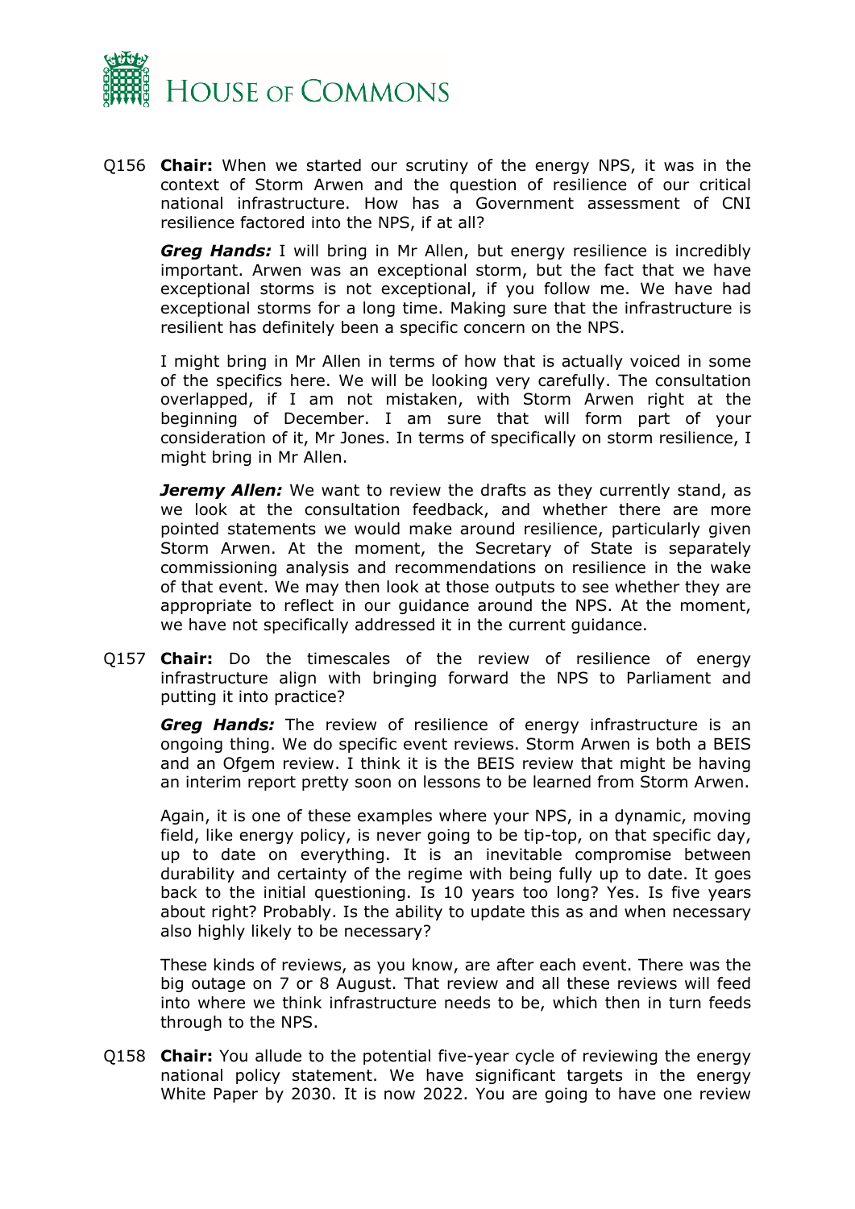Q156 **Chair:** When we started our scrutiny of the energy NPS, it was in the context of Storm Arwen and the question of resilience of our critical national infrastructure. How has a Government assessment of CNI resilience factored into the NPS, if at all?

***Greg Hands:*** I will bring in Mr Allen, but energy resilience is incredibly important. Arwen was an exceptional storm, but the fact that we have exceptional storms is not exceptional, if you follow me. We have had exceptional storms for a long time. Making sure that the infrastructure is resilient has definitely been a specific concern on the NPS.

I might bring in Mr Allen in terms of how that is actually voiced in some of the specifics here. We will be looking very carefully. The consultation overlapped, if I am not mistaken, with Storm Arwen right at the beginning of December. I am sure that will form part of your consideration of it, Mr Jones. In terms of specifically on storm resilience, I might bring in Mr Allen.

***Jeremy Allen:*** We want to review the drafts as they currently stand, as we look at the consultation feedback, and whether there are more pointed statements we would make around resilience, particularly given Storm Arwen. At the moment, the Secretary of State is separately commissioning analysis and recommendations on resilience in the wake of that event. We may then look at those outputs to see whether they are appropriate to reflect in our guidance around the NPS. At the moment, we have not specifically addressed it in the current guidance.

Q157 **Chair:** Do the timescales of the review of resilience of energy infrastructure align with bringing forward the NPS to Parliament and putting it into practice?

***Greg Hands:*** The review of resilience of energy infrastructure is an ongoing thing. We do specific event reviews. Storm Arwen is both a BEIS and an Ofgem review. I think it is the BEIS review that might be having an interim report pretty soon on lessons to be learned from Storm Arwen.

Again, it is one of these examples where your NPS, in a dynamic, moving field, like energy policy, is never going to be tip-top, on that specific day, up to date on everything. It is an inevitable compromise between durability and certainty of the regime with being fully up to date. It goes back to the initial questioning. Is 10 years too long? Yes. Is five years about right? Probably. Is the ability to update this as and when necessary also highly likely to be necessary?

These kinds of reviews, as you know, are after each event. There was the big outage on 7 or 8 August. That review and all these reviews will feed into where we think infrastructure needs to be, which then in turn feeds through to the NPS.

Q158 **Chair:** You allude to the potential five-year cycle of reviewing the energy national policy statement. We have significant targets in the energy White Paper by 2030. It is now 2022. You are going to have one review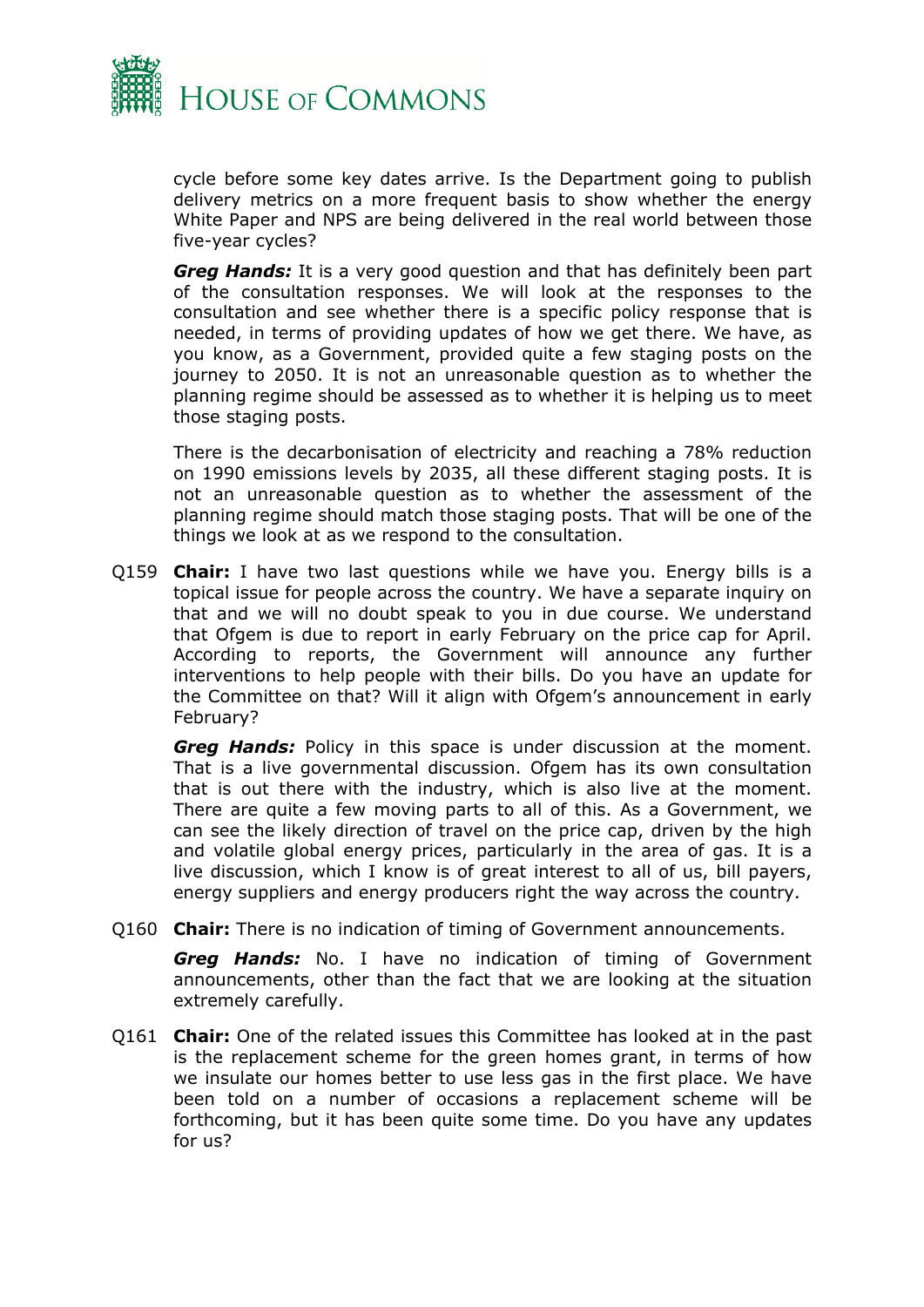cycle before some key dates arrive. Is the Department going to publish delivery metrics on a more frequent basis to show whether the energy White Paper and NPS are being delivered in the real world between those five-year cycles?

***Greg Hands:*** It is a very good question and that has definitely been part of the consultation responses. We will look at the responses to the consultation and see whether there is a specific policy response that is needed, in terms of providing updates of how we get there. We have, as you know, as a Government, provided quite a few staging posts on the journey to 2050. It is not an unreasonable question as to whether the planning regime should be assessed as to whether it is helping us to meet those staging posts.

There is the decarbonisation of electricity and reaching a 78% reduction on 1990 emissions levels by 2035, all these different staging posts. It is not an unreasonable question as to whether the assessment of the planning regime should match those staging posts. That will be one of the things we look at as we respond to the consultation.

Q159 **Chair:** I have two last questions while we have you. Energy bills is a topical issue for people across the country. We have a separate inquiry on that and we will no doubt speak to you in due course. We understand that Ofgem is due to report in early February on the price cap for April. According to reports, the Government will announce any further interventions to help people with their bills. Do you have an update for the Committee on that? Will it align with Ofgem's announcement in early February?

***Greg Hands:*** Policy in this space is under discussion at the moment. That is a live governmental discussion. Ofgem has its own consultation that is out there with the industry, which is also live at the moment. There are quite a few moving parts to all of this. As a Government, we can see the likely direction of travel on the price cap, driven by the high and volatile global energy prices, particularly in the area of gas. It is a live discussion, which I know is of great interest to all of us, bill payers, energy suppliers and energy producers right the way across the country.

Q160 **Chair:** There is no indication of timing of Government announcements.

***Greg Hands:*** No. I have no indication of timing of Government announcements, other than the fact that we are looking at the situation extremely carefully.

Q161 **Chair:** One of the related issues this Committee has looked at in the past is the replacement scheme for the green homes grant, in terms of how we insulate our homes better to use less gas in the first place. We have been told on a number of occasions a replacement scheme will be forthcoming, but it has been quite some time. Do you have any updates for us?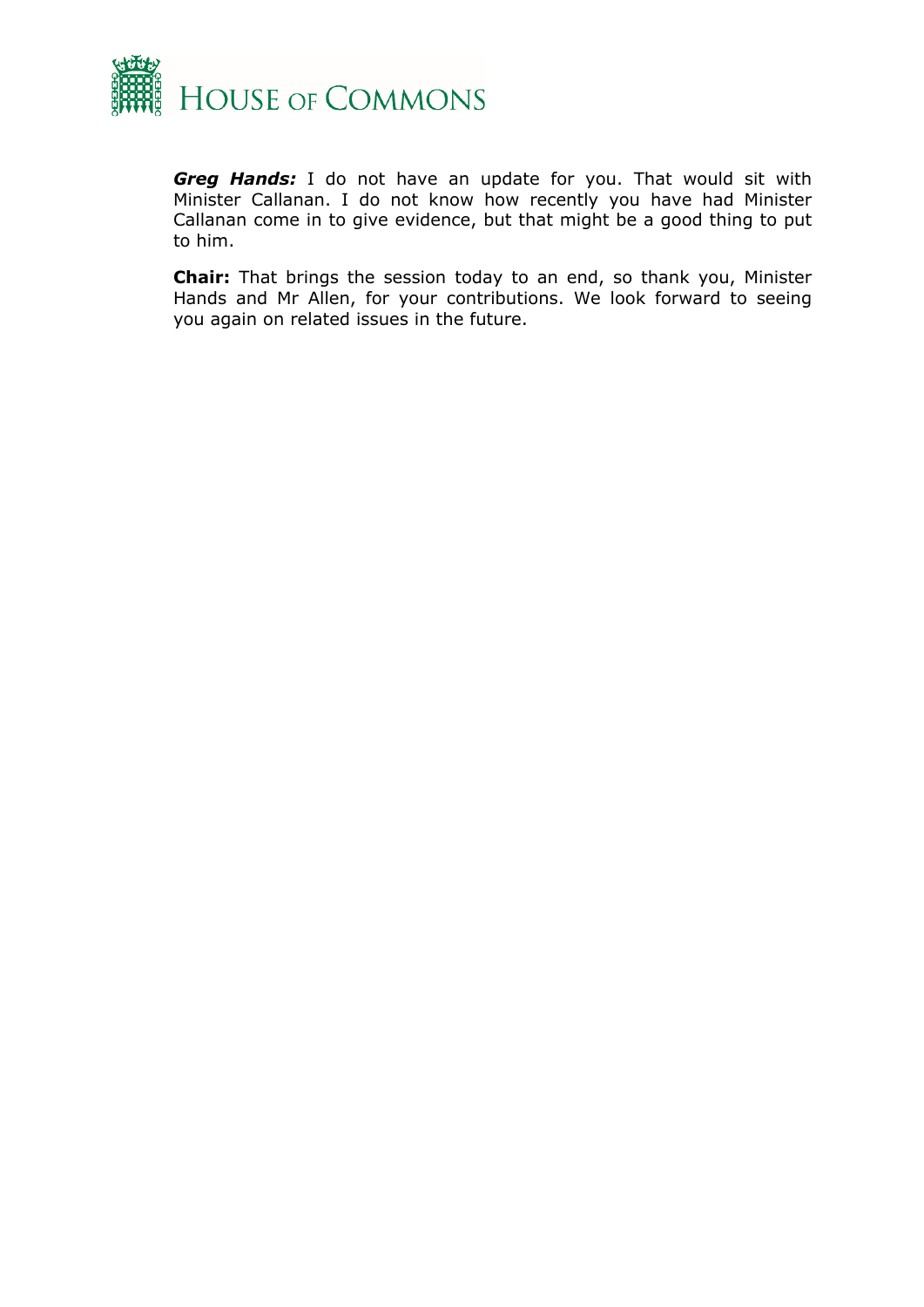***Greg Hands:*** I do not have an update for you. That would sit with Minister Callanan. I do not know how recently you have had Minister Callanan come in to give evidence, but that might be a good thing to put to him.

**Chair:** That brings the session today to an end, so thank you, Minister Hands and Mr Allen, for your contributions. We look forward to seeing you again on related issues in the future.